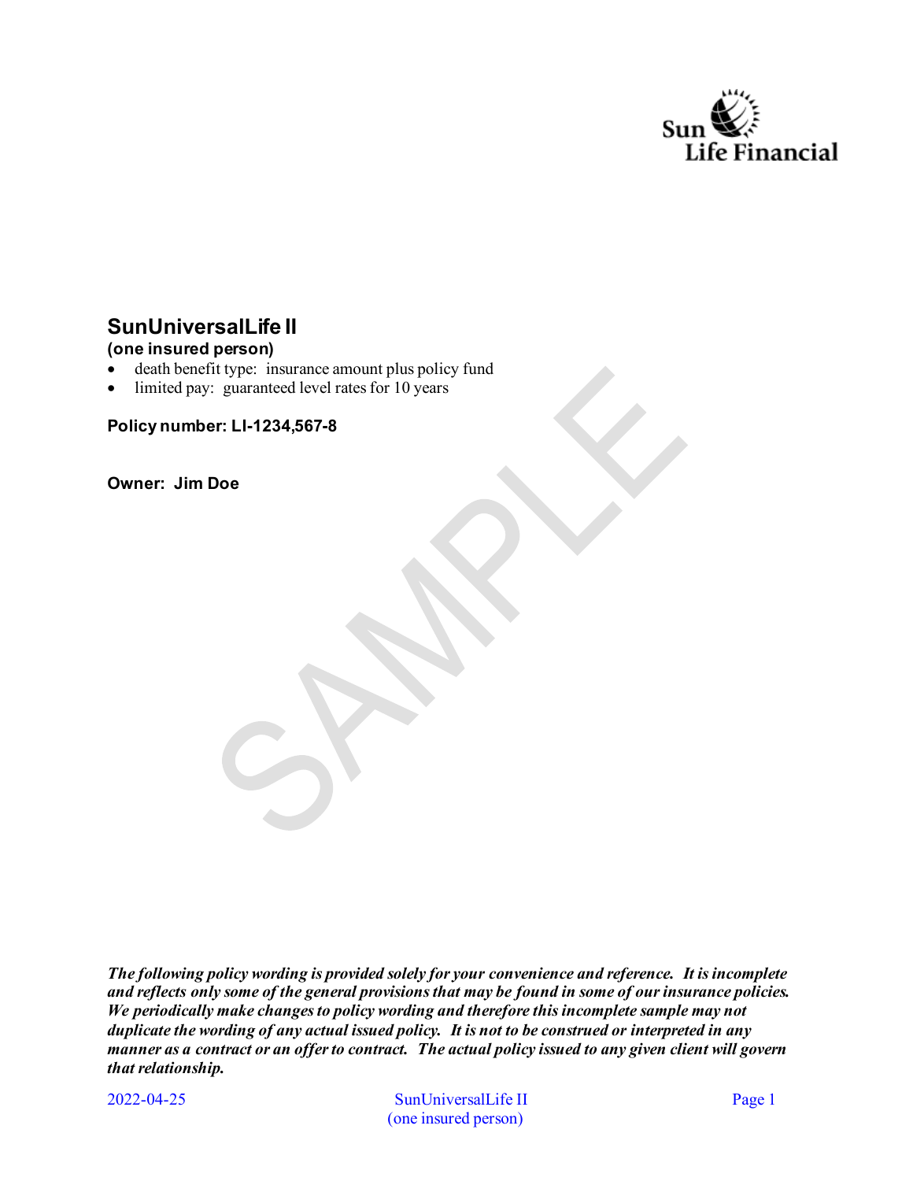Sun Life Financial

# SunUniversalLife II

**(one insured person)**

- death benefit type: insurance amount plus policy fund
- limited pay: guaranteed level rates for 10 years

**Policy number: LI-1234,567-8**

**Owner: Jim Doe**

SAMPLE

***The following policy wording is provided solely for your convenience and reference. It is incomplete and reflects only some of the general provisions that may be found in some of our insurance policies. We periodically make changes to policy wording and therefore this incomplete sample may not duplicate the wording of any actual issued policy. It is not to be construed or interpreted in any manner as a contract or an offer to contract. The actual policy issued to any given client will govern that relationship.***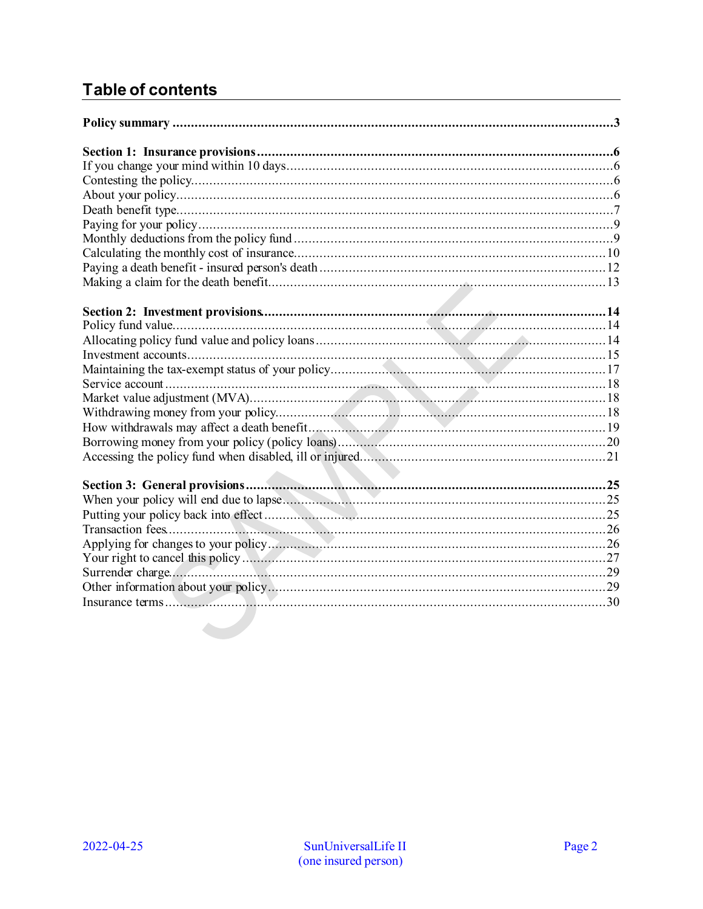# Table of contents

**Policy summary** ........................................................................................................ **3**

**Section 1: Insurance provisions** .................................................................................. **6**
If you change your mind within 10 days ........................................................................ 6
Contesting the policy ..................................................................................................... 6
About your policy ........................................................................................................... 6
Death benefit type .......................................................................................................... 7
Paying for your policy .................................................................................................... 9
Monthly deductions from the policy fund ....................................................................... 9
Calculating the monthly cost of insurance ...................................................................... 10
Paying a death benefit - insured person's death ............................................................. 12
Making a claim for the death benefit .............................................................................. 13

**Section 2: Investment provisions** ............................................................................... **14**
Policy fund value ............................................................................................................ 14
Allocating policy fund value and policy loans ............................................................... 14
Investment accounts ....................................................................................................... 15
Maintaining the tax-exempt status of your policy .......................................................... 17
Service account .............................................................................................................. 18
Market value adjustment (MVA) .................................................................................... 18
Withdrawing money from your policy ............................................................................ 18
How withdrawals may affect a death benefit .................................................................. 19
Borrowing money from your policy (policy loans) ......................................................... 20
Accessing the policy fund when disabled, ill or injured ................................................. 21

**Section 3: General provisions** .................................................................................... **25**
When your policy will end due to lapse .......................................................................... 25
Putting your policy back into effect ................................................................................ 25
Transaction fees .............................................................................................................. 26
Applying for changes to your policy ............................................................................... 26
Your right to cancel this policy ....................................................................................... 27
Surrender charge ............................................................................................................. 29
Other information about your policy ............................................................................... 29
Insurance terms ............................................................................................................... 30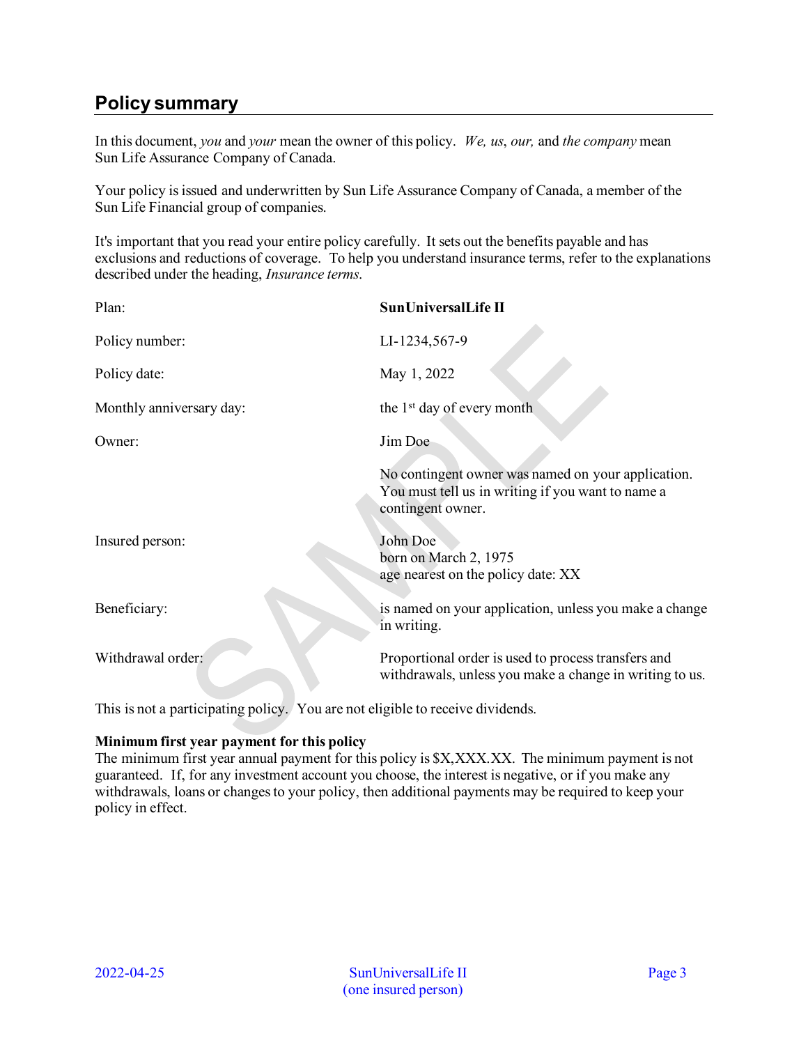## Policy summary

In this document, *you* and *your* mean the owner of this policy. *We, us*, *our,* and *the company* mean Sun Life Assurance Company of Canada.

Your policy is issued and underwritten by Sun Life Assurance Company of Canada, a member of the Sun Life Financial group of companies.

It's important that you read your entire policy carefully. It sets out the benefits payable and has exclusions and reductions of coverage. To help you understand insurance terms, refer to the explanations described under the heading, *Insurance terms*.

| | |
|---|---|
| Plan: | **SunUniversalLife II** |
| Policy number: | LI-1234,567-9 |
| Policy date: | May 1, 2022 |
| Monthly anniversary day: | the 1st day of every month |
| Owner: | Jim Doe<br><br>No contingent owner was named on your application. You must tell us in writing if you want to name a contingent owner. |
| Insured person: | John Doe<br>born on March 2, 1975<br>age nearest on the policy date: XX |
| Beneficiary: | is named on your application, unless you make a change in writing. |
| Withdrawal order: | Proportional order is used to process transfers and withdrawals, unless you make a change in writing to us. |

This is not a participating policy. You are not eligible to receive dividends.

**Minimum first year payment for this policy**
The minimum first year annual payment for this policy is $X,XXX.XX. The minimum payment is not guaranteed. If, for any investment account you choose, the interest is negative, or if you make any withdrawals, loans or changes to your policy, then additional payments may be required to keep your policy in effect.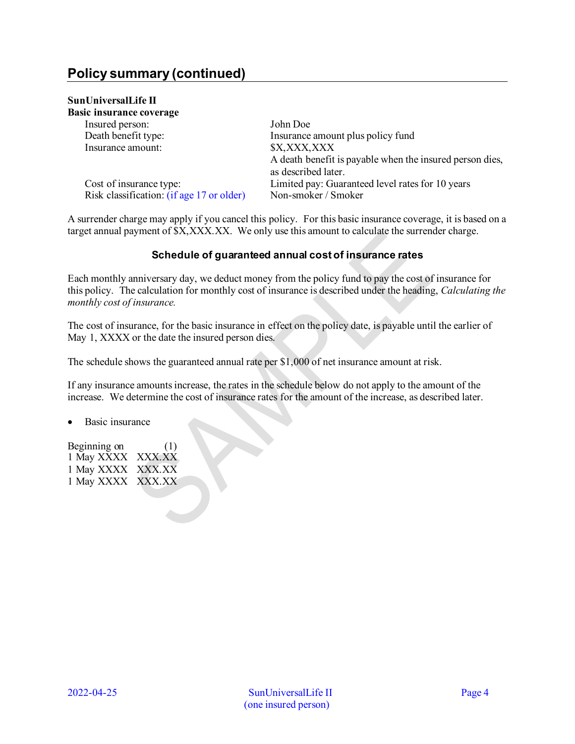## Policy summary (continued)

**SunUniversalLife II**
**Basic insurance coverage**

| | |
|---|---|
| Insured person: | John Doe |
| Death benefit type: | Insurance amount plus policy fund |
| Insurance amount: | $X,XXX,XXX<br>A death benefit is payable when the insured person dies, as described later. |
| Cost of insurance type: | Limited pay: Guaranteed level rates for 10 years |
| Risk classification: (if age 17 or older) | Non-smoker / Smoker |

A surrender charge may apply if you cancel this policy. For this basic insurance coverage, it is based on a target annual payment of $X,XXX.XX. We only use this amount to calculate the surrender charge.

### Schedule of guaranteed annual cost of insurance rates

Each monthly anniversary day, we deduct money from the policy fund to pay the cost of insurance for this policy. The calculation for monthly cost of insurance is described under the heading, *Calculating the monthly cost of insurance.*

The cost of insurance, for the basic insurance in effect on the policy date, is payable until the earlier of May 1, XXXX or the date the insured person dies.

The schedule shows the guaranteed annual rate per $1,000 of net insurance amount at risk.

If any insurance amounts increase, the rates in the schedule below do not apply to the amount of the increase. We determine the cost of insurance rates for the amount of the increase, as described later.

- Basic insurance

| Beginning on | (1) |
|---|---|
| 1 May XXXX | XXX.XX |
| 1 May XXXX | XXX.XX |
| 1 May XXXX | XXX.XX |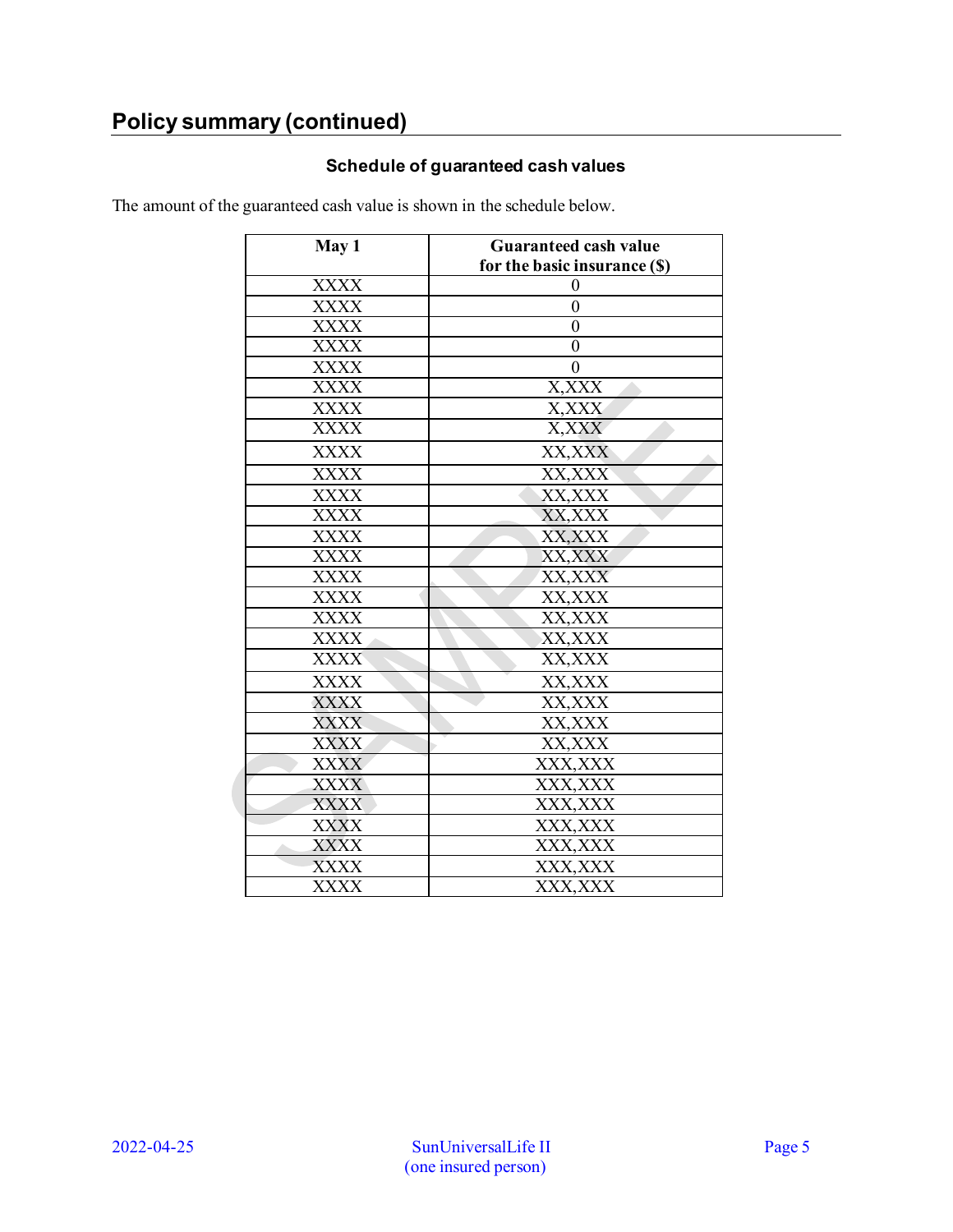## Policy summary (continued)

### Schedule of guaranteed cash values

The amount of the guaranteed cash value is shown in the schedule below.

| May 1 | Guaranteed cash value for the basic insurance ($) |
|---|---|
| XXXX | 0 |
| XXXX | 0 |
| XXXX | 0 |
| XXXX | 0 |
| XXXX | 0 |
| XXXX | X,XXX |
| XXXX | X,XXX |
| XXXX | X,XXX |
| XXXX | XX,XXX |
| XXXX | XX,XXX |
| XXXX | XX,XXX |
| XXXX | XX,XXX |
| XXXX | XX,XXX |
| XXXX | XX,XXX |
| XXXX | XX,XXX |
| XXXX | XX,XXX |
| XXXX | XX,XXX |
| XXXX | XX,XXX |
| XXXX | XX,XXX |
| XXXX | XX,XXX |
| XXXX | XX,XXX |
| XXXX | XX,XXX |
| XXXX | XX,XXX |
| XXXX | XXX,XXX |
| XXXX | XXX,XXX |
| XXXX | XXX,XXX |
| XXXX | XXX,XXX |
| XXXX | XXX,XXX |
| XXXX | XXX,XXX |
| XXXX | XXX,XXX |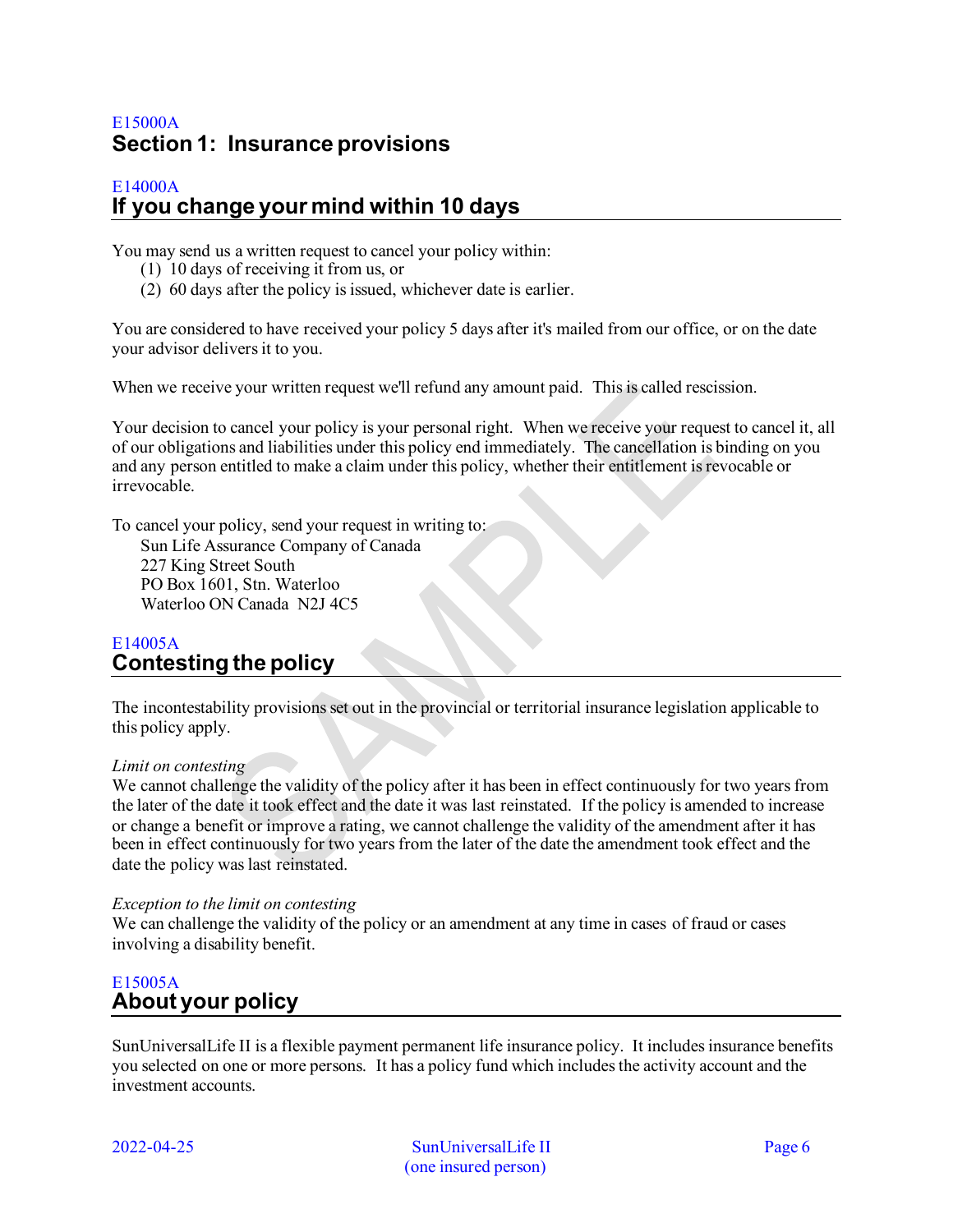E15000A

# Section 1: Insurance provisions

E14000A

## If you change your mind within 10 days

You may send us a written request to cancel your policy within:

(1) 10 days of receiving it from us, or
(2) 60 days after the policy is issued, whichever date is earlier.

You are considered to have received your policy 5 days after it's mailed from our office, or on the date your advisor delivers it to you.

When we receive your written request we'll refund any amount paid. This is called rescission.

Your decision to cancel your policy is your personal right. When we receive your request to cancel it, all of our obligations and liabilities under this policy end immediately. The cancellation is binding on you and any person entitled to make a claim under this policy, whether their entitlement is revocable or irrevocable.

To cancel your policy, send your request in writing to:

Sun Life Assurance Company of Canada
227 King Street South
PO Box 1601, Stn. Waterloo
Waterloo ON Canada N2J 4C5

E14005A

## Contesting the policy

The incontestability provisions set out in the provincial or territorial insurance legislation applicable to this policy apply.

*Limit on contesting*
We cannot challenge the validity of the policy after it has been in effect continuously for two years from the later of the date it took effect and the date it was last reinstated. If the policy is amended to increase or change a benefit or improve a rating, we cannot challenge the validity of the amendment after it has been in effect continuously for two years from the later of the date the amendment took effect and the date the policy was last reinstated.

*Exception to the limit on contesting*
We can challenge the validity of the policy or an amendment at any time in cases of fraud or cases involving a disability benefit.

E15005A

## About your policy

SunUniversalLife II is a flexible payment permanent life insurance policy. It includes insurance benefits you selected on one or more persons. It has a policy fund which includes the activity account and the investment accounts.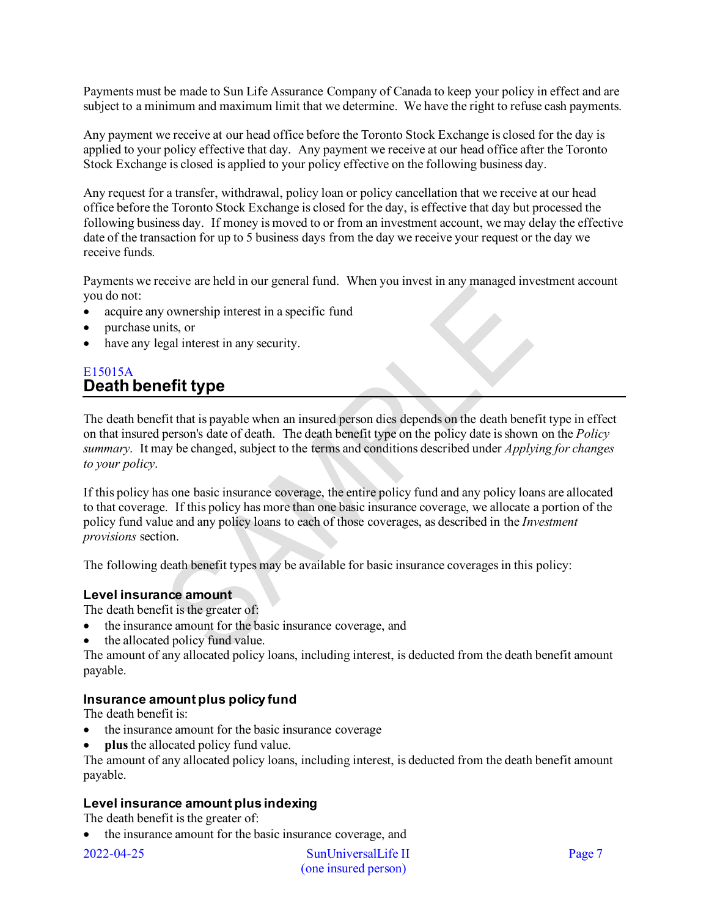Payments must be made to Sun Life Assurance Company of Canada to keep your policy in effect and are subject to a minimum and maximum limit that we determine. We have the right to refuse cash payments.

Any payment we receive at our head office before the Toronto Stock Exchange is closed for the day is applied to your policy effective that day. Any payment we receive at our head office after the Toronto Stock Exchange is closed is applied to your policy effective on the following business day.

Any request for a transfer, withdrawal, policy loan or policy cancellation that we receive at our head office before the Toronto Stock Exchange is closed for the day, is effective that day but processed the following business day. If money is moved to or from an investment account, we may delay the effective date of the transaction for up to 5 business days from the day we receive your request or the day we receive funds.

Payments we receive are held in our general fund. When you invest in any managed investment account you do not:

- acquire any ownership interest in a specific fund
- purchase units, or
- have any legal interest in any security.

E15015A

## Death benefit type

The death benefit that is payable when an insured person dies depends on the death benefit type in effect on that insured person's date of death. The death benefit type on the policy date is shown on the *Policy summary*. It may be changed, subject to the terms and conditions described under *Applying for changes to your policy*.

If this policy has one basic insurance coverage, the entire policy fund and any policy loans are allocated to that coverage. If this policy has more than one basic insurance coverage, we allocate a portion of the policy fund value and any policy loans to each of those coverages, as described in the *Investment provisions* section.

The following death benefit types may be available for basic insurance coverages in this policy:

### Level insurance amount

The death benefit is the greater of:

- the insurance amount for the basic insurance coverage, and
- the allocated policy fund value.

The amount of any allocated policy loans, including interest, is deducted from the death benefit amount payable.

### Insurance amount plus policy fund

The death benefit is:

- the insurance amount for the basic insurance coverage
- **plus** the allocated policy fund value.

The amount of any allocated policy loans, including interest, is deducted from the death benefit amount payable.

### Level insurance amount plus indexing

The death benefit is the greater of:

- the insurance amount for the basic insurance coverage, and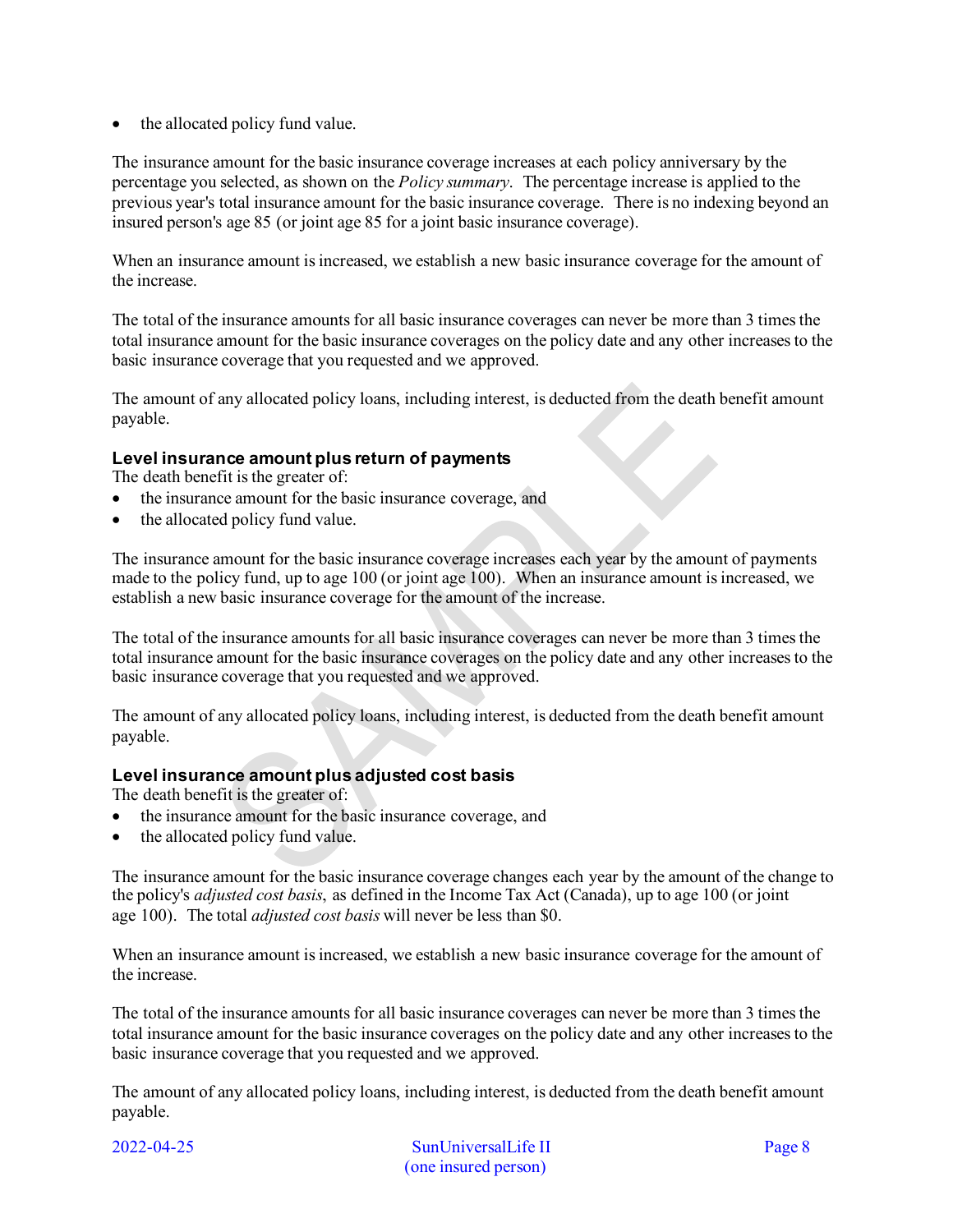- the allocated policy fund value.

The insurance amount for the basic insurance coverage increases at each policy anniversary by the percentage you selected, as shown on the *Policy summary*. The percentage increase is applied to the previous year's total insurance amount for the basic insurance coverage. There is no indexing beyond an insured person's age 85 (or joint age 85 for a joint basic insurance coverage).

When an insurance amount is increased, we establish a new basic insurance coverage for the amount of the increase.

The total of the insurance amounts for all basic insurance coverages can never be more than 3 times the total insurance amount for the basic insurance coverages on the policy date and any other increases to the basic insurance coverage that you requested and we approved.

The amount of any allocated policy loans, including interest, is deducted from the death benefit amount payable.

### Level insurance amount plus return of payments

The death benefit is the greater of:

- the insurance amount for the basic insurance coverage, and
- the allocated policy fund value.

The insurance amount for the basic insurance coverage increases each year by the amount of payments made to the policy fund, up to age 100 (or joint age 100). When an insurance amount is increased, we establish a new basic insurance coverage for the amount of the increase.

The total of the insurance amounts for all basic insurance coverages can never be more than 3 times the total insurance amount for the basic insurance coverages on the policy date and any other increases to the basic insurance coverage that you requested and we approved.

The amount of any allocated policy loans, including interest, is deducted from the death benefit amount payable.

### Level insurance amount plus adjusted cost basis

The death benefit is the greater of:

- the insurance amount for the basic insurance coverage, and
- the allocated policy fund value.

The insurance amount for the basic insurance coverage changes each year by the amount of the change to the policy's *adjusted cost basis*, as defined in the Income Tax Act (Canada), up to age 100 (or joint age 100). The total *adjusted cost basis* will never be less than $0.

When an insurance amount is increased, we establish a new basic insurance coverage for the amount of the increase.

The total of the insurance amounts for all basic insurance coverages can never be more than 3 times the total insurance amount for the basic insurance coverages on the policy date and any other increases to the basic insurance coverage that you requested and we approved.

The amount of any allocated policy loans, including interest, is deducted from the death benefit amount payable.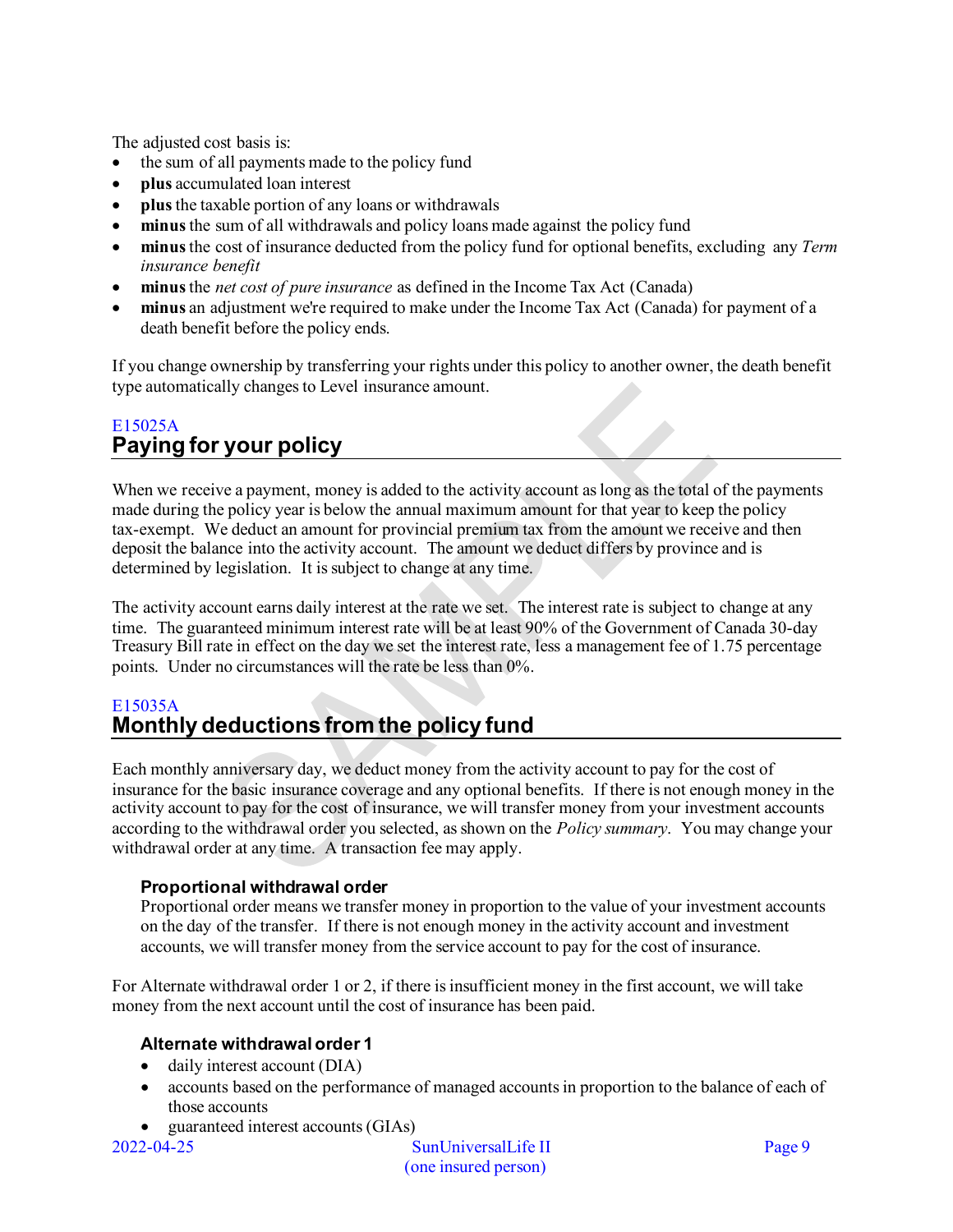The adjusted cost basis is:

- the sum of all payments made to the policy fund
- **plus** accumulated loan interest
- **plus** the taxable portion of any loans or withdrawals
- **minus** the sum of all withdrawals and policy loans made against the policy fund
- **minus** the cost of insurance deducted from the policy fund for optional benefits, excluding any *Term insurance benefit*
- **minus** the *net cost of pure insurance* as defined in the Income Tax Act (Canada)
- **minus** an adjustment we're required to make under the Income Tax Act (Canada) for payment of a death benefit before the policy ends.

If you change ownership by transferring your rights under this policy to another owner, the death benefit type automatically changes to Level insurance amount.

E15025A

## Paying for your policy

When we receive a payment, money is added to the activity account as long as the total of the payments made during the policy year is below the annual maximum amount for that year to keep the policy tax-exempt. We deduct an amount for provincial premium tax from the amount we receive and then deposit the balance into the activity account. The amount we deduct differs by province and is determined by legislation. It is subject to change at any time.

The activity account earns daily interest at the rate we set. The interest rate is subject to change at any time. The guaranteed minimum interest rate will be at least 90% of the Government of Canada 30-day Treasury Bill rate in effect on the day we set the interest rate, less a management fee of 1.75 percentage points. Under no circumstances will the rate be less than 0%.

E15035A

## Monthly deductions from the policy fund

Each monthly anniversary day, we deduct money from the activity account to pay for the cost of insurance for the basic insurance coverage and any optional benefits. If there is not enough money in the activity account to pay for the cost of insurance, we will transfer money from your investment accounts according to the withdrawal order you selected, as shown on the *Policy summary*. You may change your withdrawal order at any time. A transaction fee may apply.

### Proportional withdrawal order

Proportional order means we transfer money in proportion to the value of your investment accounts on the day of the transfer. If there is not enough money in the activity account and investment accounts, we will transfer money from the service account to pay for the cost of insurance.

For Alternate withdrawal order 1 or 2, if there is insufficient money in the first account, we will take money from the next account until the cost of insurance has been paid.

### Alternate withdrawal order 1

- daily interest account (DIA)
- accounts based on the performance of managed accounts in proportion to the balance of each of those accounts
- guaranteed interest accounts (GIAs)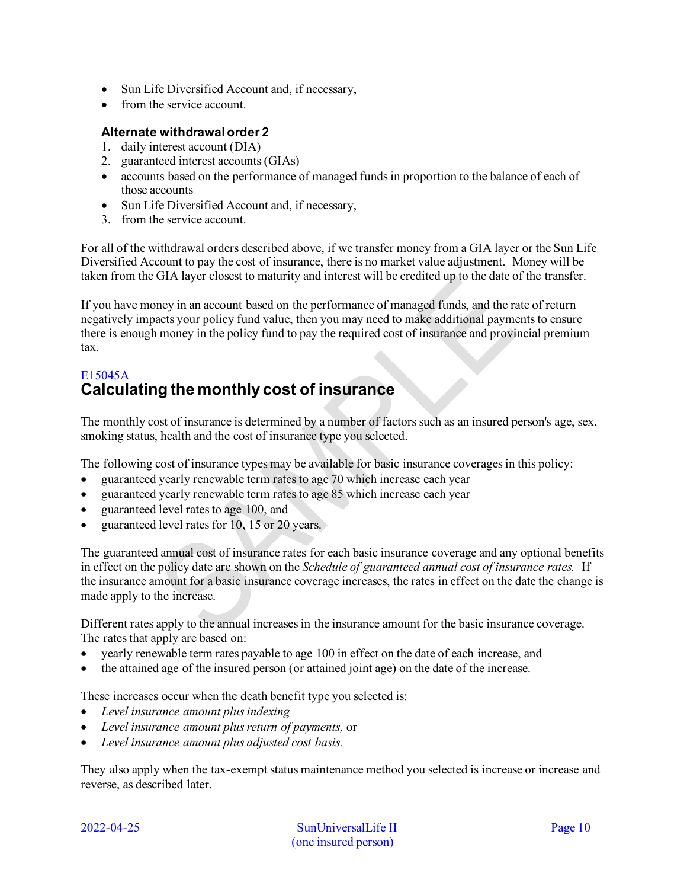- Sun Life Diversified Account and, if necessary,
- from the service account.

**Alternate withdrawal order 2**

1. daily interest account (DIA)
2. guaranteed interest accounts (GIAs)
- accounts based on the performance of managed funds in proportion to the balance of each of those accounts
- Sun Life Diversified Account and, if necessary,
3. from the service account.

For all of the withdrawal orders described above, if we transfer money from a GIA layer or the Sun Life Diversified Account to pay the cost of insurance, there is no market value adjustment. Money will be taken from the GIA layer closest to maturity and interest will be credited up to the date of the transfer.

If you have money in an account based on the performance of managed funds, and the rate of return negatively impacts your policy fund value, then you may need to make additional payments to ensure there is enough money in the policy fund to pay the required cost of insurance and provincial premium tax.

E15045A

## Calculating the monthly cost of insurance

The monthly cost of insurance is determined by a number of factors such as an insured person's age, sex, smoking status, health and the cost of insurance type you selected.

The following cost of insurance types may be available for basic insurance coverages in this policy:

- guaranteed yearly renewable term rates to age 70 which increase each year
- guaranteed yearly renewable term rates to age 85 which increase each year
- guaranteed level rates to age 100, and
- guaranteed level rates for 10, 15 or 20 years.

The guaranteed annual cost of insurance rates for each basic insurance coverage and any optional benefits in effect on the policy date are shown on the *Schedule of guaranteed annual cost of insurance rates.* If the insurance amount for a basic insurance coverage increases, the rates in effect on the date the change is made apply to the increase.

Different rates apply to the annual increases in the insurance amount for the basic insurance coverage. The rates that apply are based on:

- yearly renewable term rates payable to age 100 in effect on the date of each increase, and
- the attained age of the insured person (or attained joint age) on the date of the increase.

These increases occur when the death benefit type you selected is:

- *Level insurance amount plus indexing*
- *Level insurance amount plus return of payments,* or
- *Level insurance amount plus adjusted cost basis.*

They also apply when the tax-exempt status maintenance method you selected is increase or increase and reverse, as described later.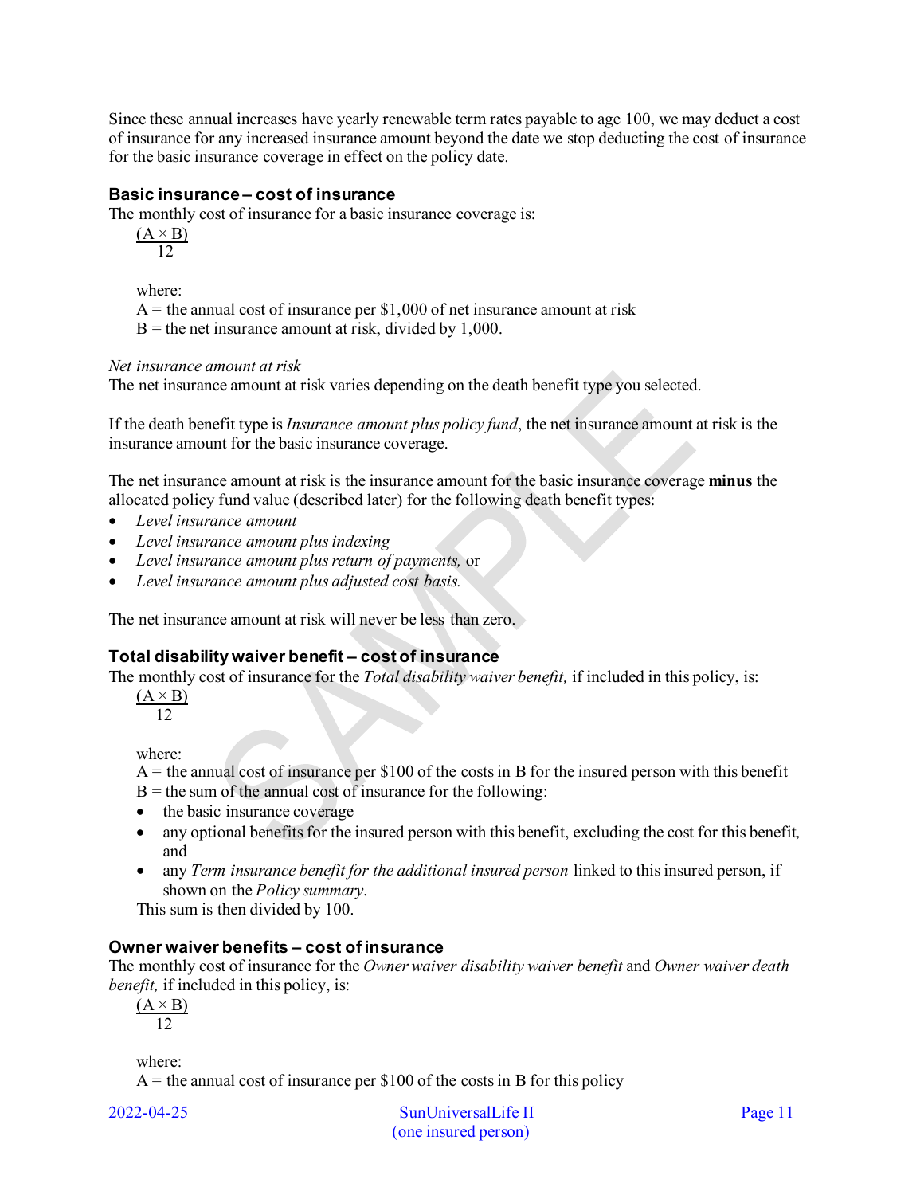Since these annual increases have yearly renewable term rates payable to age 100, we may deduct a cost of insurance for any increased insurance amount beyond the date we stop deducting the cost of insurance for the basic insurance coverage in effect on the policy date.

### Basic insurance – cost of insurance

The monthly cost of insurance for a basic insurance coverage is:

$$\frac{(A \times B)}{12}$$

where:
A = the annual cost of insurance per $1,000 of net insurance amount at risk
B = the net insurance amount at risk, divided by 1,000.

*Net insurance amount at risk*

The net insurance amount at risk varies depending on the death benefit type you selected.

If the death benefit type is *Insurance amount plus policy fund*, the net insurance amount at risk is the insurance amount for the basic insurance coverage.

The net insurance amount at risk is the insurance amount for the basic insurance coverage **minus** the allocated policy fund value (described later) for the following death benefit types:

- *Level insurance amount*
- *Level insurance amount plus indexing*
- *Level insurance amount plus return of payments,* or
- *Level insurance amount plus adjusted cost basis.*

The net insurance amount at risk will never be less than zero.

### Total disability waiver benefit – cost of insurance

The monthly cost of insurance for the *Total disability waiver benefit,* if included in this policy, is:

$$\frac{(A \times B)}{12}$$

where:
A = the annual cost of insurance per $100 of the costs in B for the insured person with this benefit
B = the sum of the annual cost of insurance for the following:

- the basic insurance coverage
- any optional benefits for the insured person with this benefit, excluding the cost for this benefit, and
- any *Term insurance benefit for the additional insured person* linked to this insured person, if shown on the *Policy summary*.

This sum is then divided by 100.

### Owner waiver benefits – cost of insurance

The monthly cost of insurance for the *Owner waiver disability waiver benefit* and *Owner waiver death benefit,* if included in this policy, is:

$$\frac{(A \times B)}{12}$$

where:
A = the annual cost of insurance per $100 of the costs in B for this policy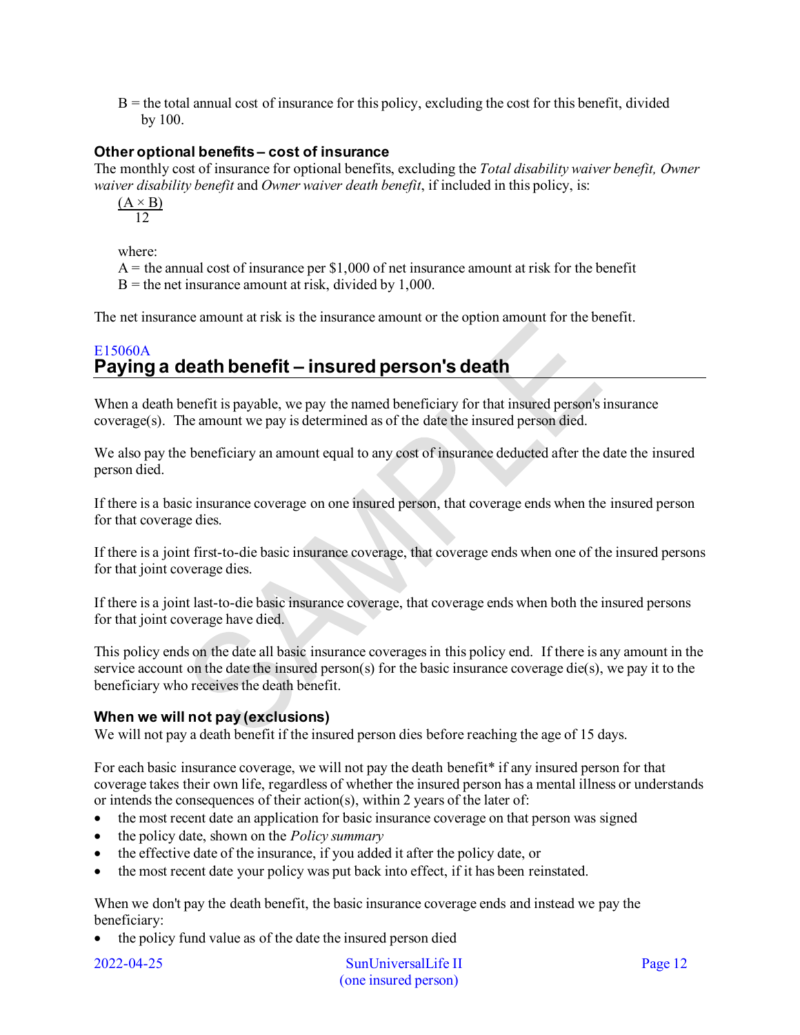B = the total annual cost of insurance for this policy, excluding the cost for this benefit, divided by 100.

### Other optional benefits – cost of insurance

The monthly cost of insurance for optional benefits, excluding the *Total disability waiver benefit, Owner waiver disability benefit* and *Owner waiver death benefit*, if included in this policy, is:

$$\frac{(A \times B)}{12}$$

where:
A = the annual cost of insurance per $1,000 of net insurance amount at risk for the benefit
B = the net insurance amount at risk, divided by 1,000.

The net insurance amount at risk is the insurance amount or the option amount for the benefit.

E15060A

## Paying a death benefit – insured person's death

When a death benefit is payable, we pay the named beneficiary for that insured person's insurance coverage(s). The amount we pay is determined as of the date the insured person died.

We also pay the beneficiary an amount equal to any cost of insurance deducted after the date the insured person died.

If there is a basic insurance coverage on one insured person, that coverage ends when the insured person for that coverage dies.

If there is a joint first-to-die basic insurance coverage, that coverage ends when one of the insured persons for that joint coverage dies.

If there is a joint last-to-die basic insurance coverage, that coverage ends when both the insured persons for that joint coverage have died.

This policy ends on the date all basic insurance coverages in this policy end. If there is any amount in the service account on the date the insured person(s) for the basic insurance coverage die(s), we pay it to the beneficiary who receives the death benefit.

### When we will not pay (exclusions)

We will not pay a death benefit if the insured person dies before reaching the age of 15 days.

For each basic insurance coverage, we will not pay the death benefit* if any insured person for that coverage takes their own life, regardless of whether the insured person has a mental illness or understands or intends the consequences of their action(s), within 2 years of the later of:

- the most recent date an application for basic insurance coverage on that person was signed
- the policy date, shown on the *Policy summary*
- the effective date of the insurance, if you added it after the policy date, or
- the most recent date your policy was put back into effect, if it has been reinstated.

When we don't pay the death benefit, the basic insurance coverage ends and instead we pay the beneficiary:

- the policy fund value as of the date the insured person died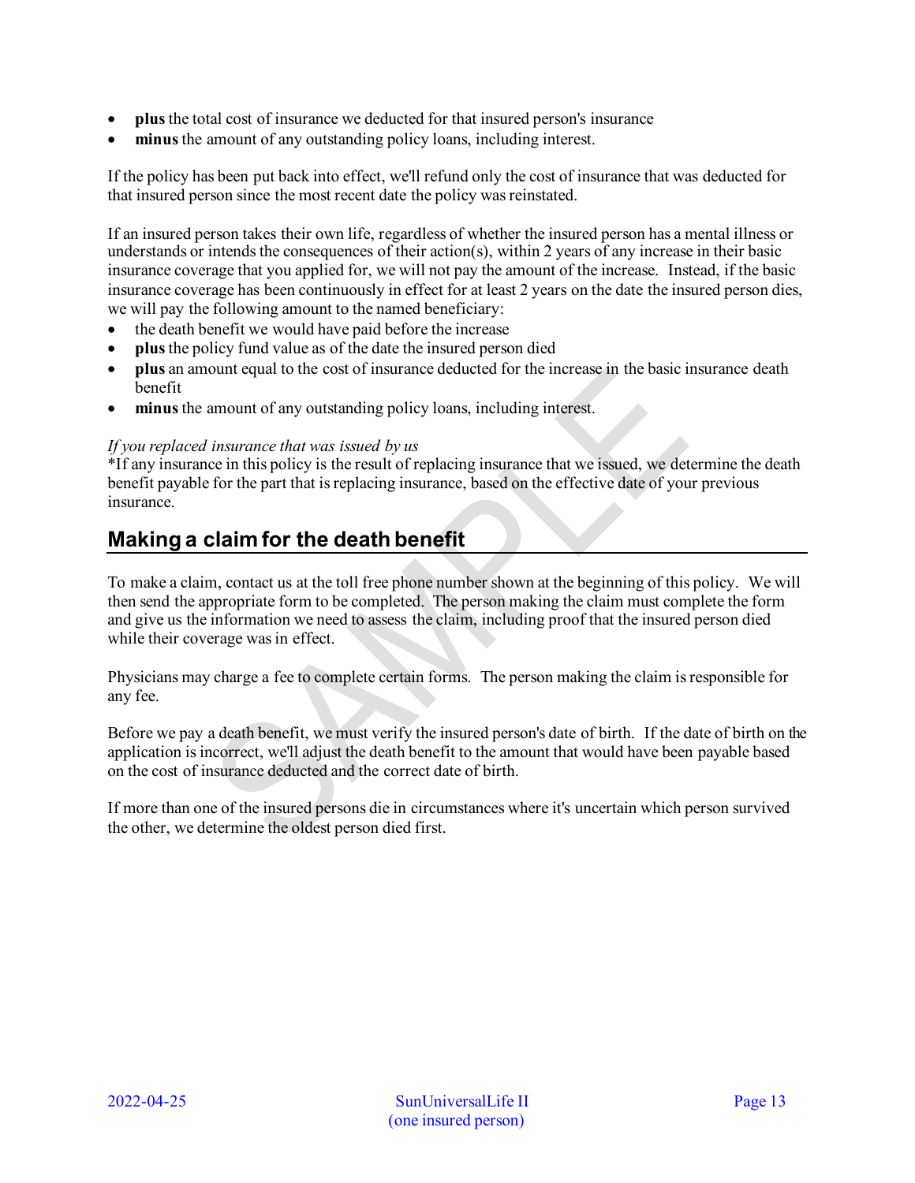- **plus** the total cost of insurance we deducted for that insured person's insurance
- **minus** the amount of any outstanding policy loans, including interest.

If the policy has been put back into effect, we'll refund only the cost of insurance that was deducted for that insured person since the most recent date the policy was reinstated.

If an insured person takes their own life, regardless of whether the insured person has a mental illness or understands or intends the consequences of their action(s), within 2 years of any increase in their basic insurance coverage that you applied for, we will not pay the amount of the increase. Instead, if the basic insurance coverage has been continuously in effect for at least 2 years on the date the insured person dies, we will pay the following amount to the named beneficiary:

- the death benefit we would have paid before the increase
- **plus** the policy fund value as of the date the insured person died
- **plus** an amount equal to the cost of insurance deducted for the increase in the basic insurance death benefit
- **minus** the amount of any outstanding policy loans, including interest.

*If you replaced insurance that was issued by us*

*If any insurance in this policy is the result of replacing insurance that we issued, we determine the death benefit payable for the part that is replacing insurance, based on the effective date of your previous insurance.

## Making a claim for the death benefit

To make a claim, contact us at the toll free phone number shown at the beginning of this policy. We will then send the appropriate form to be completed. The person making the claim must complete the form and give us the information we need to assess the claim, including proof that the insured person died while their coverage was in effect.

Physicians may charge a fee to complete certain forms. The person making the claim is responsible for any fee.

Before we pay a death benefit, we must verify the insured person's date of birth. If the date of birth on the application is incorrect, we'll adjust the death benefit to the amount that would have been payable based on the cost of insurance deducted and the correct date of birth.

If more than one of the insured persons die in circumstances where it's uncertain which person survived the other, we determine the oldest person died first.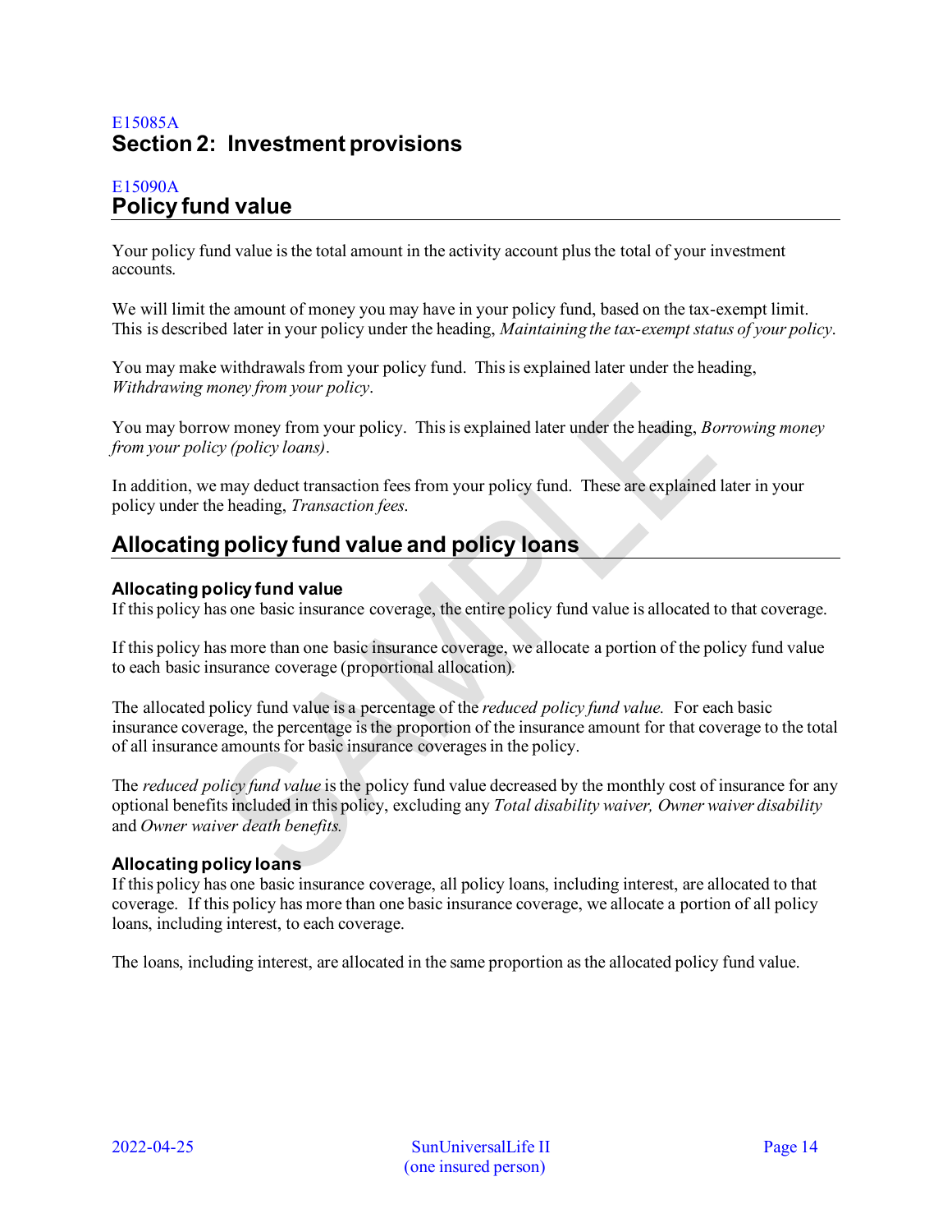E15085A

# Section 2: Investment provisions

E15090A

## Policy fund value

Your policy fund value is the total amount in the activity account plus the total of your investment accounts.

We will limit the amount of money you may have in your policy fund, based on the tax-exempt limit. This is described later in your policy under the heading, *Maintaining the tax-exempt status of your policy*.

You may make withdrawals from your policy fund. This is explained later under the heading, *Withdrawing money from your policy*.

You may borrow money from your policy. This is explained later under the heading, *Borrowing money from your policy (policy loans)*.

In addition, we may deduct transaction fees from your policy fund. These are explained later in your policy under the heading, *Transaction fees*.

## Allocating policy fund value and policy loans

### Allocating policy fund value

If this policy has one basic insurance coverage, the entire policy fund value is allocated to that coverage.

If this policy has more than one basic insurance coverage, we allocate a portion of the policy fund value to each basic insurance coverage (proportional allocation).

The allocated policy fund value is a percentage of the *reduced policy fund value.* For each basic insurance coverage, the percentage is the proportion of the insurance amount for that coverage to the total of all insurance amounts for basic insurance coverages in the policy.

The *reduced policy fund value* is the policy fund value decreased by the monthly cost of insurance for any optional benefits included in this policy, excluding any *Total disability waiver, Owner waiver disability* and *Owner waiver death benefits.*

### Allocating policy loans

If this policy has one basic insurance coverage, all policy loans, including interest, are allocated to that coverage. If this policy has more than one basic insurance coverage, we allocate a portion of all policy loans, including interest, to each coverage.

The loans, including interest, are allocated in the same proportion as the allocated policy fund value.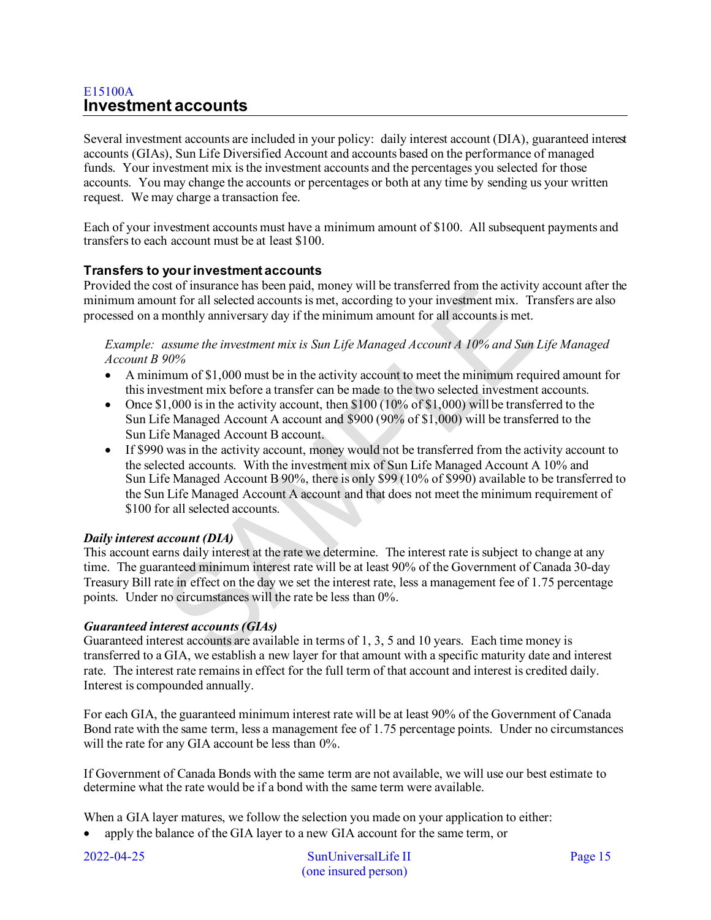E15100A
## Investment accounts

Several investment accounts are included in your policy: daily interest account (DIA), guaranteed interest accounts (GIAs), Sun Life Diversified Account and accounts based on the performance of managed funds. Your investment mix is the investment accounts and the percentages you selected for those accounts. You may change the accounts or percentages or both at any time by sending us your written request. We may charge a transaction fee.

Each of your investment accounts must have a minimum amount of $100. All subsequent payments and transfers to each account must be at least $100.

### Transfers to your investment accounts

Provided the cost of insurance has been paid, money will be transferred from the activity account after the minimum amount for all selected accounts is met, according to your investment mix. Transfers are also processed on a monthly anniversary day if the minimum amount for all accounts is met.

*Example: assume the investment mix is Sun Life Managed Account A 10% and Sun Life Managed Account B 90%*

- A minimum of $1,000 must be in the activity account to meet the minimum required amount for this investment mix before a transfer can be made to the two selected investment accounts.
- Once $1,000 is in the activity account, then $100 (10% of $1,000) will be transferred to the Sun Life Managed Account A account and $900 (90% of $1,000) will be transferred to the Sun Life Managed Account B account.
- If $990 was in the activity account, money would not be transferred from the activity account to the selected accounts. With the investment mix of Sun Life Managed Account A 10% and Sun Life Managed Account B 90%, there is only $99 (10% of $990) available to be transferred to the Sun Life Managed Account A account and that does not meet the minimum requirement of $100 for all selected accounts.

***Daily interest account (DIA)***

This account earns daily interest at the rate we determine. The interest rate is subject to change at any time. The guaranteed minimum interest rate will be at least 90% of the Government of Canada 30-day Treasury Bill rate in effect on the day we set the interest rate, less a management fee of 1.75 percentage points. Under no circumstances will the rate be less than 0%.

***Guaranteed interest accounts (GIAs)***

Guaranteed interest accounts are available in terms of 1, 3, 5 and 10 years. Each time money is transferred to a GIA, we establish a new layer for that amount with a specific maturity date and interest rate. The interest rate remains in effect for the full term of that account and interest is credited daily. Interest is compounded annually.

For each GIA, the guaranteed minimum interest rate will be at least 90% of the Government of Canada Bond rate with the same term, less a management fee of 1.75 percentage points. Under no circumstances will the rate for any GIA account be less than 0%.

If Government of Canada Bonds with the same term are not available, we will use our best estimate to determine what the rate would be if a bond with the same term were available.

When a GIA layer matures, we follow the selection you made on your application to either:

- apply the balance of the GIA layer to a new GIA account for the same term, or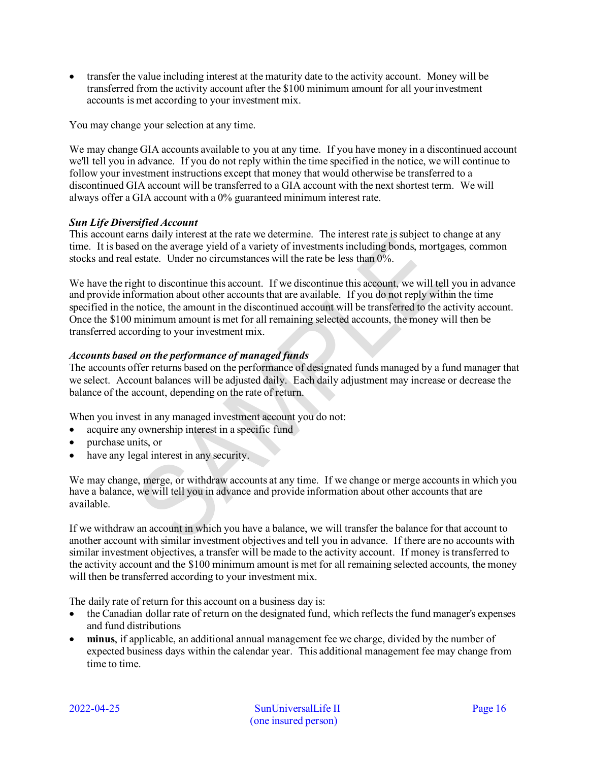- transfer the value including interest at the maturity date to the activity account. Money will be transferred from the activity account after the $100 minimum amount for all your investment accounts is met according to your investment mix.

You may change your selection at any time.

We may change GIA accounts available to you at any time. If you have money in a discontinued account we'll tell you in advance. If you do not reply within the time specified in the notice, we will continue to follow your investment instructions except that money that would otherwise be transferred to a discontinued GIA account will be transferred to a GIA account with the next shortest term. We will always offer a GIA account with a 0% guaranteed minimum interest rate.

***Sun Life Diversified Account***

This account earns daily interest at the rate we determine. The interest rate is subject to change at any time. It is based on the average yield of a variety of investments including bonds, mortgages, common stocks and real estate. Under no circumstances will the rate be less than 0%.

We have the right to discontinue this account. If we discontinue this account, we will tell you in advance and provide information about other accounts that are available. If you do not reply within the time specified in the notice, the amount in the discontinued account will be transferred to the activity account. Once the $100 minimum amount is met for all remaining selected accounts, the money will then be transferred according to your investment mix.

***Accounts based on the performance of managed funds***

The accounts offer returns based on the performance of designated funds managed by a fund manager that we select. Account balances will be adjusted daily. Each daily adjustment may increase or decrease the balance of the account, depending on the rate of return.

When you invest in any managed investment account you do not:

- acquire any ownership interest in a specific fund
- purchase units, or
- have any legal interest in any security.

We may change, merge, or withdraw accounts at any time. If we change or merge accounts in which you have a balance, we will tell you in advance and provide information about other accounts that are available.

If we withdraw an account in which you have a balance, we will transfer the balance for that account to another account with similar investment objectives and tell you in advance. If there are no accounts with similar investment objectives, a transfer will be made to the activity account. If money is transferred to the activity account and the $100 minimum amount is met for all remaining selected accounts, the money will then be transferred according to your investment mix.

The daily rate of return for this account on a business day is:

- the Canadian dollar rate of return on the designated fund, which reflects the fund manager's expenses and fund distributions
- **minus**, if applicable, an additional annual management fee we charge, divided by the number of expected business days within the calendar year. This additional management fee may change from time to time.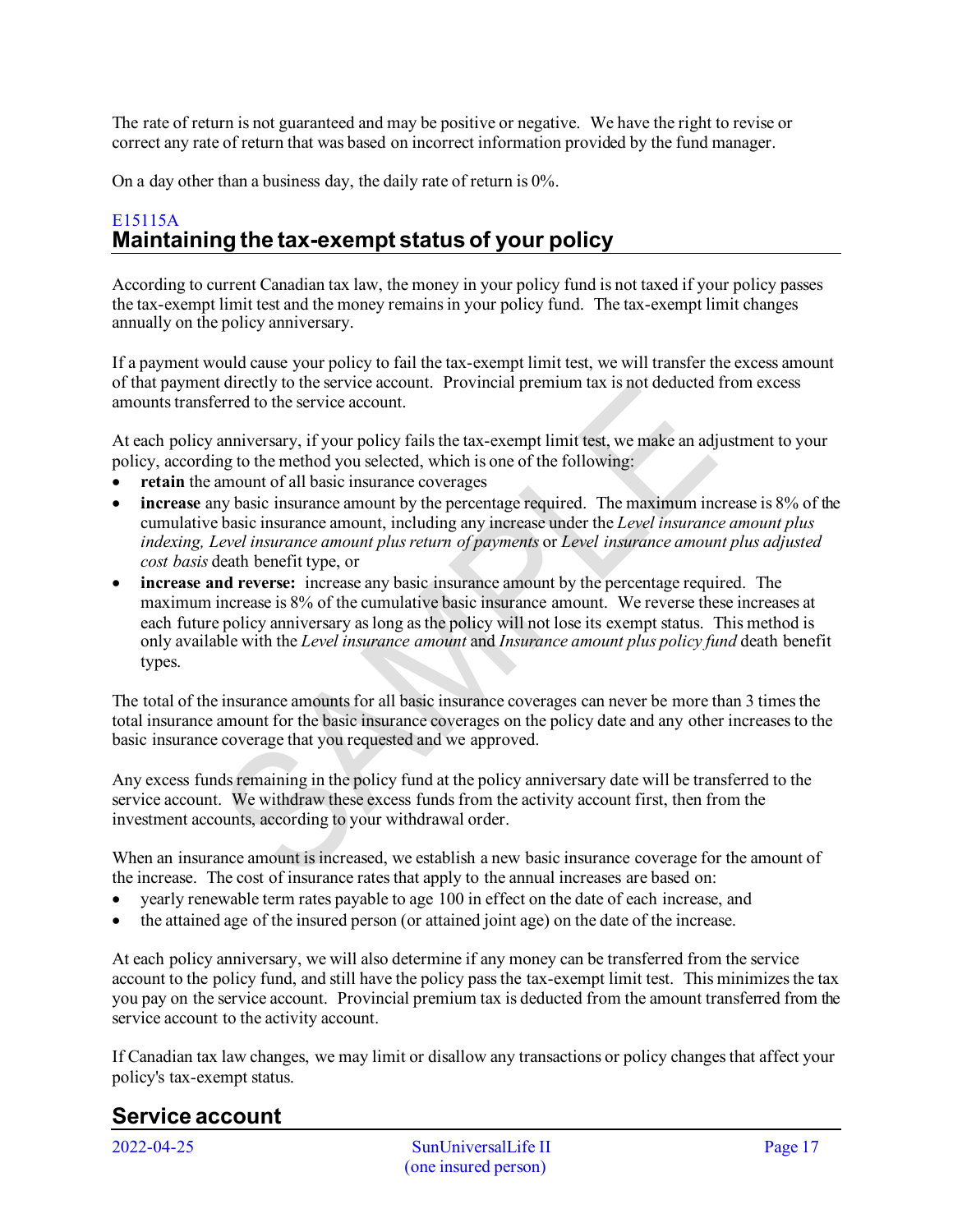The rate of return is not guaranteed and may be positive or negative. We have the right to revise or correct any rate of return that was based on incorrect information provided by the fund manager.

On a day other than a business day, the daily rate of return is 0%.

E15115A

## Maintaining the tax-exempt status of your policy

According to current Canadian tax law, the money in your policy fund is not taxed if your policy passes the tax-exempt limit test and the money remains in your policy fund. The tax-exempt limit changes annually on the policy anniversary.

If a payment would cause your policy to fail the tax-exempt limit test, we will transfer the excess amount of that payment directly to the service account. Provincial premium tax is not deducted from excess amounts transferred to the service account.

At each policy anniversary, if your policy fails the tax-exempt limit test, we make an adjustment to your policy, according to the method you selected, which is one of the following:

- **retain** the amount of all basic insurance coverages
- **increase** any basic insurance amount by the percentage required. The maximum increase is 8% of the cumulative basic insurance amount, including any increase under the *Level insurance amount plus indexing, Level insurance amount plus return of payments* or *Level insurance amount plus adjusted cost basis* death benefit type, or
- **increase and reverse:** increase any basic insurance amount by the percentage required. The maximum increase is 8% of the cumulative basic insurance amount. We reverse these increases at each future policy anniversary as long as the policy will not lose its exempt status. This method is only available with the *Level insurance amount* and *Insurance amount plus policy fund* death benefit types.

The total of the insurance amounts for all basic insurance coverages can never be more than 3 times the total insurance amount for the basic insurance coverages on the policy date and any other increases to the basic insurance coverage that you requested and we approved.

Any excess funds remaining in the policy fund at the policy anniversary date will be transferred to the service account. We withdraw these excess funds from the activity account first, then from the investment accounts, according to your withdrawal order.

When an insurance amount is increased, we establish a new basic insurance coverage for the amount of the increase. The cost of insurance rates that apply to the annual increases are based on:

- yearly renewable term rates payable to age 100 in effect on the date of each increase, and
- the attained age of the insured person (or attained joint age) on the date of the increase.

At each policy anniversary, we will also determine if any money can be transferred from the service account to the policy fund, and still have the policy pass the tax-exempt limit test. This minimizes the tax you pay on the service account. Provincial premium tax is deducted from the amount transferred from the service account to the activity account.

If Canadian tax law changes, we may limit or disallow any transactions or policy changes that affect your policy's tax-exempt status.

## Service account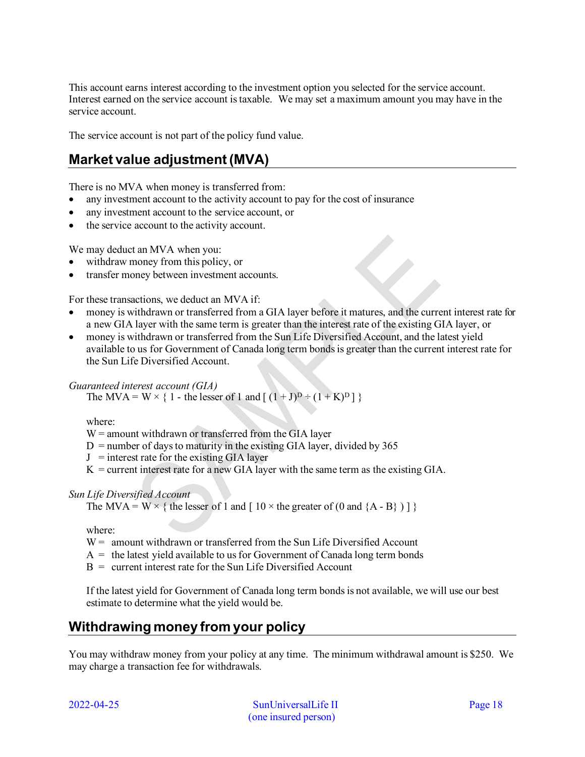This account earns interest according to the investment option you selected for the service account. Interest earned on the service account is taxable. We may set a maximum amount you may have in the service account.

The service account is not part of the policy fund value.

## Market value adjustment (MVA)

There is no MVA when money is transferred from:

- any investment account to the activity account to pay for the cost of insurance
- any investment account to the service account, or
- the service account to the activity account.

We may deduct an MVA when you:

- withdraw money from this policy, or
- transfer money between investment accounts.

For these transactions, we deduct an MVA if:

- money is withdrawn or transferred from a GIA layer before it matures, and the current interest rate for a new GIA layer with the same term is greater than the interest rate of the existing GIA layer, or
- money is withdrawn or transferred from the Sun Life Diversified Account, and the latest yield available to us for Government of Canada long term bonds is greater than the current interest rate for the Sun Life Diversified Account.

*Guaranteed interest account (GIA)*

The MVA = $W \times \{ 1 - \text{the lesser of } 1 \text{ and } [ (1 + J)^D \div (1 + K)^D ] \}$

where:
W = amount withdrawn or transferred from the GIA layer
D = number of days to maturity in the existing GIA layer, divided by 365
J = interest rate for the existing GIA layer
K = current interest rate for a new GIA layer with the same term as the existing GIA.

*Sun Life Diversified Account*

The MVA = $W \times \{ \text{the lesser of } 1 \text{ and } [ 10 \times \text{the greater of } (0 \text{ and } \{A - B\} ) ] \}$

where:
W = amount withdrawn or transferred from the Sun Life Diversified Account
A = the latest yield available to us for Government of Canada long term bonds
B = current interest rate for the Sun Life Diversified Account

If the latest yield for Government of Canada long term bonds is not available, we will use our best estimate to determine what the yield would be.

## Withdrawing money from your policy

You may withdraw money from your policy at any time. The minimum withdrawal amount is $250. We may charge a transaction fee for withdrawals.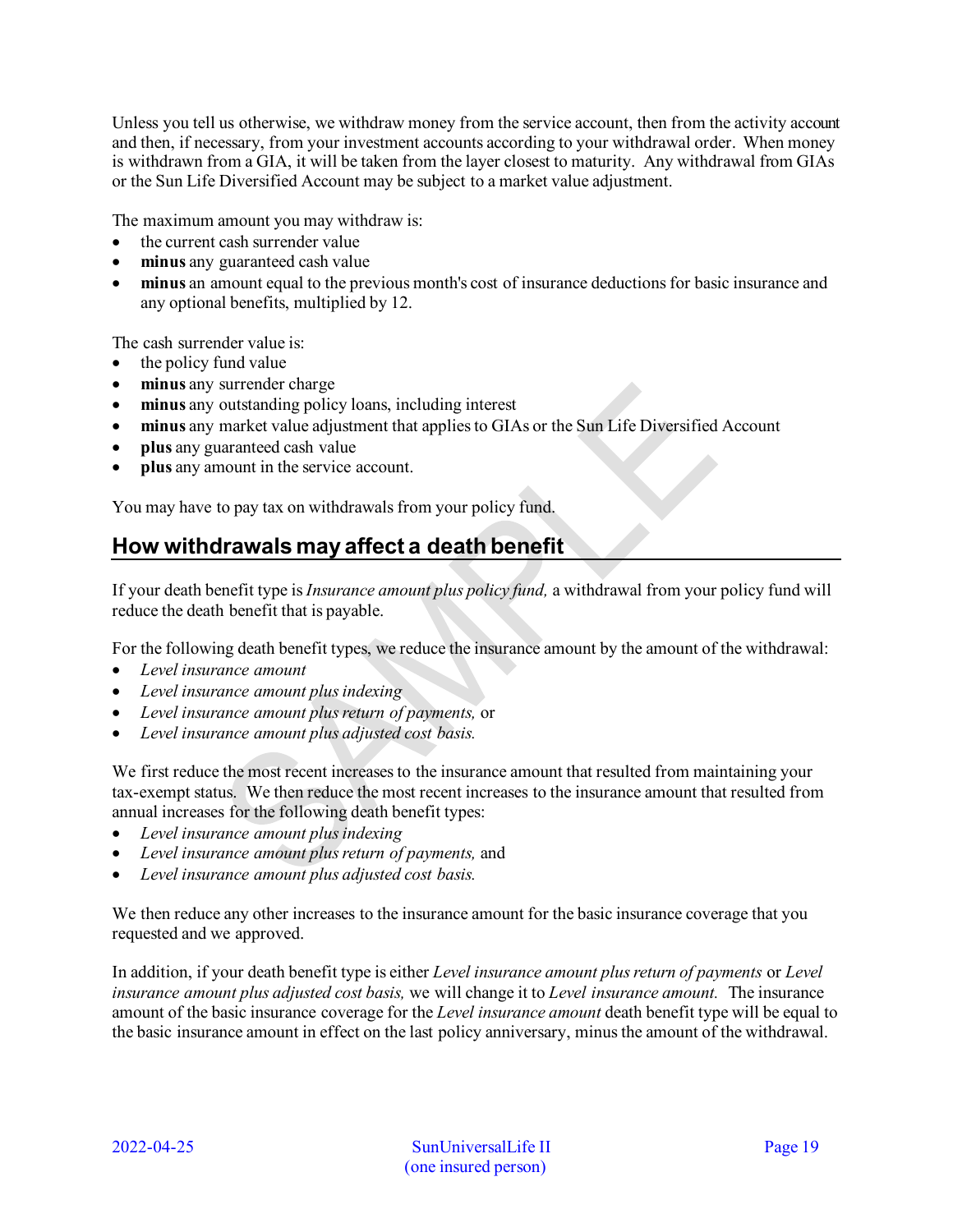Unless you tell us otherwise, we withdraw money from the service account, then from the activity account and then, if necessary, from your investment accounts according to your withdrawal order. When money is withdrawn from a GIA, it will be taken from the layer closest to maturity. Any withdrawal from GIAs or the Sun Life Diversified Account may be subject to a market value adjustment.

The maximum amount you may withdraw is:

- the current cash surrender value
- **minus** any guaranteed cash value
- **minus** an amount equal to the previous month's cost of insurance deductions for basic insurance and any optional benefits, multiplied by 12.

The cash surrender value is:

- the policy fund value
- **minus** any surrender charge
- **minus** any outstanding policy loans, including interest
- **minus** any market value adjustment that applies to GIAs or the Sun Life Diversified Account
- **plus** any guaranteed cash value
- **plus** any amount in the service account.

You may have to pay tax on withdrawals from your policy fund.

## How withdrawals may affect a death benefit

If your death benefit type is *Insurance amount plus policy fund,* a withdrawal from your policy fund will reduce the death benefit that is payable.

For the following death benefit types, we reduce the insurance amount by the amount of the withdrawal:

- *Level insurance amount*
- *Level insurance amount plus indexing*
- *Level insurance amount plus return of payments,* or
- *Level insurance amount plus adjusted cost basis.*

We first reduce the most recent increases to the insurance amount that resulted from maintaining your tax-exempt status. We then reduce the most recent increases to the insurance amount that resulted from annual increases for the following death benefit types:

- *Level insurance amount plus indexing*
- *Level insurance amount plus return of payments,* and
- *Level insurance amount plus adjusted cost basis.*

We then reduce any other increases to the insurance amount for the basic insurance coverage that you requested and we approved.

In addition, if your death benefit type is either *Level insurance amount plus return of payments* or *Level insurance amount plus adjusted cost basis,* we will change it to *Level insurance amount.* The insurance amount of the basic insurance coverage for the *Level insurance amount* death benefit type will be equal to the basic insurance amount in effect on the last policy anniversary, minus the amount of the withdrawal.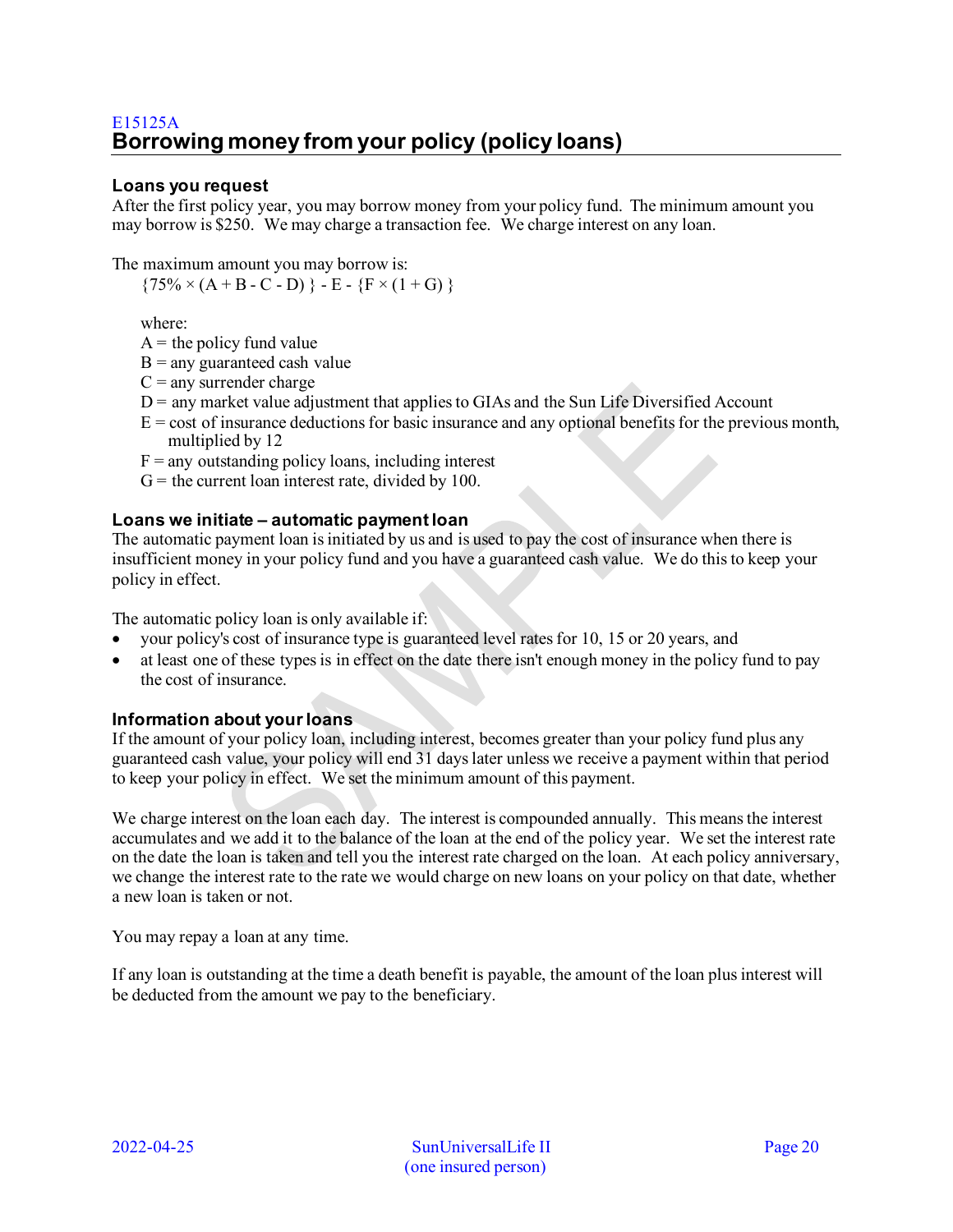E15125A

## Borrowing money from your policy (policy loans)

### Loans you request

After the first policy year, you may borrow money from your policy fund. The minimum amount you may borrow is $250. We may charge a transaction fee. We charge interest on any loan.

The maximum amount you may borrow is:

$$\{75\% \times (A + B - C - D)\} - E - \{F \times (1 + G)\}$$

where:

A = the policy fund value
B = any guaranteed cash value
C = any surrender charge
D = any market value adjustment that applies to GIAs and the Sun Life Diversified Account
E = cost of insurance deductions for basic insurance and any optional benefits for the previous month, multiplied by 12
F = any outstanding policy loans, including interest
G = the current loan interest rate, divided by 100.

### Loans we initiate – automatic payment loan

The automatic payment loan is initiated by us and is used to pay the cost of insurance when there is insufficient money in your policy fund and you have a guaranteed cash value. We do this to keep your policy in effect.

The automatic policy loan is only available if:

- your policy's cost of insurance type is guaranteed level rates for 10, 15 or 20 years, and
- at least one of these types is in effect on the date there isn't enough money in the policy fund to pay the cost of insurance.

### Information about your loans

If the amount of your policy loan, including interest, becomes greater than your policy fund plus any guaranteed cash value, your policy will end 31 days later unless we receive a payment within that period to keep your policy in effect. We set the minimum amount of this payment.

We charge interest on the loan each day. The interest is compounded annually. This means the interest accumulates and we add it to the balance of the loan at the end of the policy year. We set the interest rate on the date the loan is taken and tell you the interest rate charged on the loan. At each policy anniversary, we change the interest rate to the rate we would charge on new loans on your policy on that date, whether a new loan is taken or not.

You may repay a loan at any time.

If any loan is outstanding at the time a death benefit is payable, the amount of the loan plus interest will be deducted from the amount we pay to the beneficiary.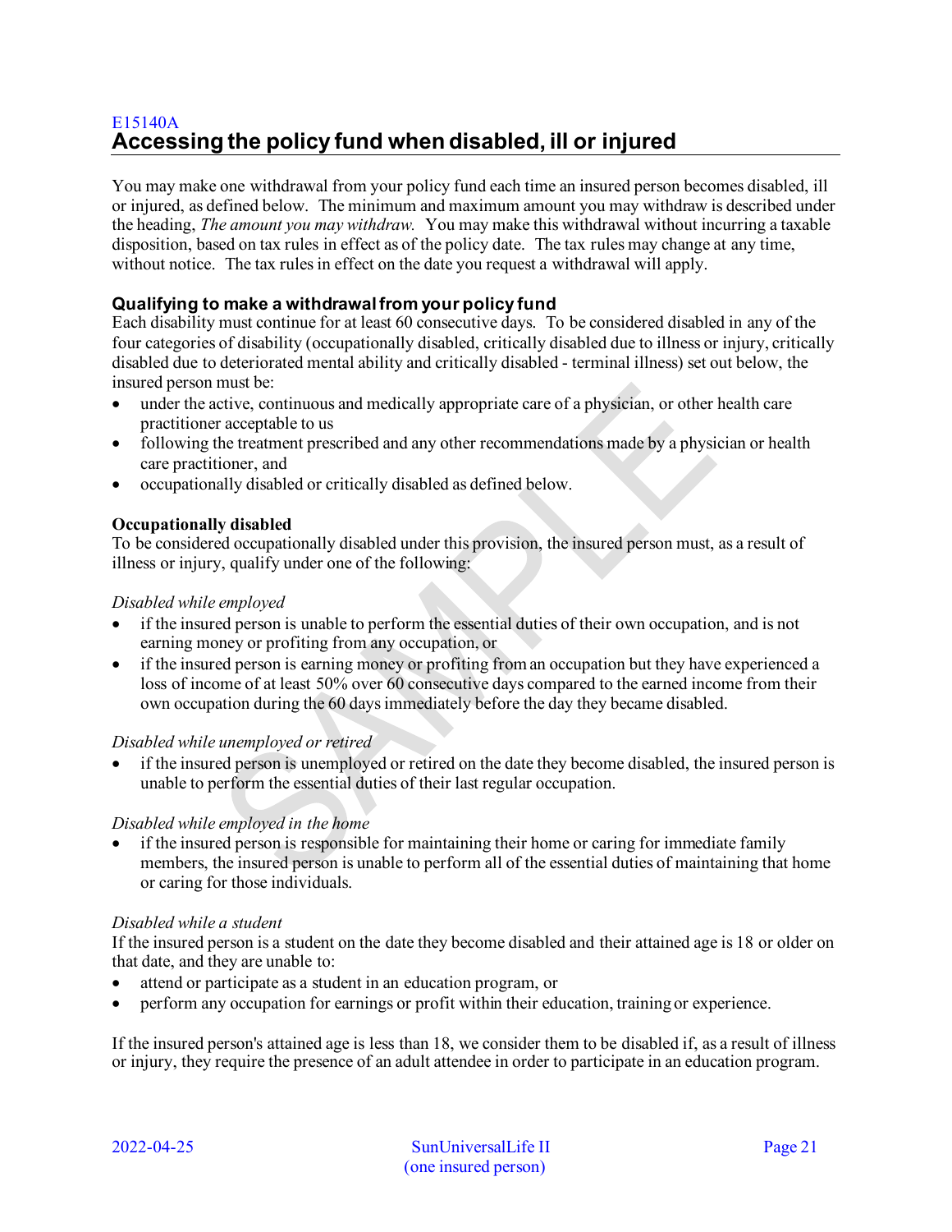E15140A

## Accessing the policy fund when disabled, ill or injured

You may make one withdrawal from your policy fund each time an insured person becomes disabled, ill or injured, as defined below. The minimum and maximum amount you may withdraw is described under the heading, *The amount you may withdraw.* You may make this withdrawal without incurring a taxable disposition, based on tax rules in effect as of the policy date. The tax rules may change at any time, without notice. The tax rules in effect on the date you request a withdrawal will apply.

### Qualifying to make a withdrawal from your policy fund

Each disability must continue for at least 60 consecutive days. To be considered disabled in any of the four categories of disability (occupationally disabled, critically disabled due to illness or injury, critically disabled due to deteriorated mental ability and critically disabled - terminal illness) set out below, the insured person must be:

- under the active, continuous and medically appropriate care of a physician, or other health care practitioner acceptable to us
- following the treatment prescribed and any other recommendations made by a physician or health care practitioner, and
- occupationally disabled or critically disabled as defined below.

**Occupationally disabled**

To be considered occupationally disabled under this provision, the insured person must, as a result of illness or injury, qualify under one of the following:

*Disabled while employed*

- if the insured person is unable to perform the essential duties of their own occupation, and is not earning money or profiting from any occupation, or
- if the insured person is earning money or profiting from an occupation but they have experienced a loss of income of at least 50% over 60 consecutive days compared to the earned income from their own occupation during the 60 days immediately before the day they became disabled.

*Disabled while unemployed or retired*

- if the insured person is unemployed or retired on the date they become disabled, the insured person is unable to perform the essential duties of their last regular occupation.

*Disabled while employed in the home*

- if the insured person is responsible for maintaining their home or caring for immediate family members, the insured person is unable to perform all of the essential duties of maintaining that home or caring for those individuals.

*Disabled while a student*

If the insured person is a student on the date they become disabled and their attained age is 18 or older on that date, and they are unable to:

- attend or participate as a student in an education program, or
- perform any occupation for earnings or profit within their education, training or experience.

If the insured person's attained age is less than 18, we consider them to be disabled if, as a result of illness or injury, they require the presence of an adult attendee in order to participate in an education program.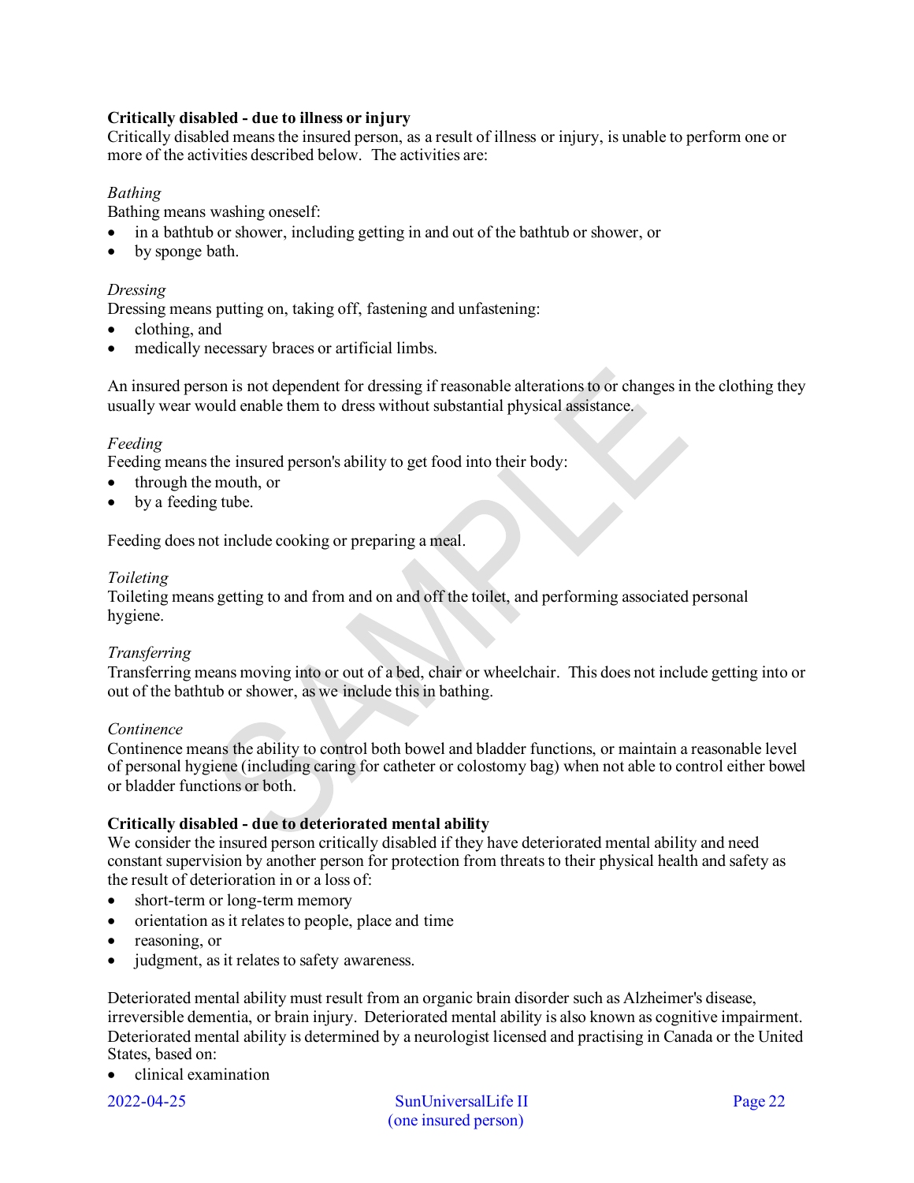**Critically disabled - due to illness or injury**

Critically disabled means the insured person, as a result of illness or injury, is unable to perform one or more of the activities described below. The activities are:

*Bathing*

Bathing means washing oneself:

- in a bathtub or shower, including getting in and out of the bathtub or shower, or
- by sponge bath.

*Dressing*

Dressing means putting on, taking off, fastening and unfastening:

- clothing, and
- medically necessary braces or artificial limbs.

An insured person is not dependent for dressing if reasonable alterations to or changes in the clothing they usually wear would enable them to dress without substantial physical assistance.

*Feeding*

Feeding means the insured person's ability to get food into their body:

- through the mouth, or
- by a feeding tube.

Feeding does not include cooking or preparing a meal.

*Toileting*

Toileting means getting to and from and on and off the toilet, and performing associated personal hygiene.

*Transferring*

Transferring means moving into or out of a bed, chair or wheelchair. This does not include getting into or out of the bathtub or shower, as we include this in bathing.

*Continence*

Continence means the ability to control both bowel and bladder functions, or maintain a reasonable level of personal hygiene (including caring for catheter or colostomy bag) when not able to control either bowel or bladder functions or both.

**Critically disabled - due to deteriorated mental ability**

We consider the insured person critically disabled if they have deteriorated mental ability and need constant supervision by another person for protection from threats to their physical health and safety as the result of deterioration in or a loss of:

- short-term or long-term memory
- orientation as it relates to people, place and time
- reasoning, or
- judgment, as it relates to safety awareness.

Deteriorated mental ability must result from an organic brain disorder such as Alzheimer's disease, irreversible dementia, or brain injury. Deteriorated mental ability is also known as cognitive impairment. Deteriorated mental ability is determined by a neurologist licensed and practising in Canada or the United States, based on:

- clinical examination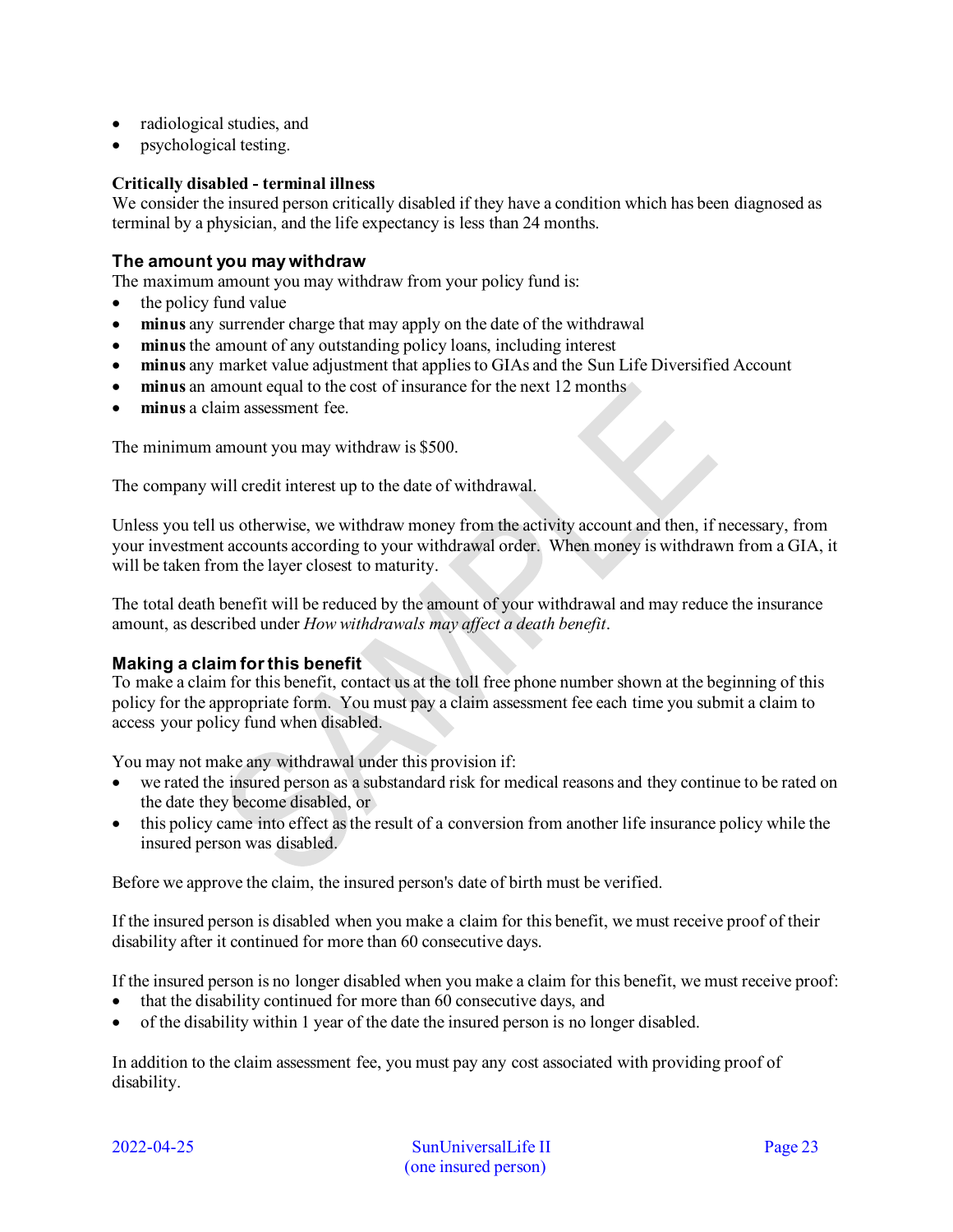- radiological studies, and
- psychological testing.

**Critically disabled - terminal illness**
We consider the insured person critically disabled if they have a condition which has been diagnosed as terminal by a physician, and the life expectancy is less than 24 months.

### The amount you may withdraw

The maximum amount you may withdraw from your policy fund is:

- the policy fund value
- **minus** any surrender charge that may apply on the date of the withdrawal
- **minus** the amount of any outstanding policy loans, including interest
- **minus** any market value adjustment that applies to GIAs and the Sun Life Diversified Account
- **minus** an amount equal to the cost of insurance for the next 12 months
- **minus** a claim assessment fee.

The minimum amount you may withdraw is $500.

The company will credit interest up to the date of withdrawal.

Unless you tell us otherwise, we withdraw money from the activity account and then, if necessary, from your investment accounts according to your withdrawal order. When money is withdrawn from a GIA, it will be taken from the layer closest to maturity.

The total death benefit will be reduced by the amount of your withdrawal and may reduce the insurance amount, as described under *How withdrawals may affect a death benefit*.

### Making a claim for this benefit

To make a claim for this benefit, contact us at the toll free phone number shown at the beginning of this policy for the appropriate form. You must pay a claim assessment fee each time you submit a claim to access your policy fund when disabled.

You may not make any withdrawal under this provision if:

- we rated the insured person as a substandard risk for medical reasons and they continue to be rated on the date they become disabled, or
- this policy came into effect as the result of a conversion from another life insurance policy while the insured person was disabled.

Before we approve the claim, the insured person's date of birth must be verified.

If the insured person is disabled when you make a claim for this benefit, we must receive proof of their disability after it continued for more than 60 consecutive days.

If the insured person is no longer disabled when you make a claim for this benefit, we must receive proof:

- that the disability continued for more than 60 consecutive days, and
- of the disability within 1 year of the date the insured person is no longer disabled.

In addition to the claim assessment fee, you must pay any cost associated with providing proof of disability.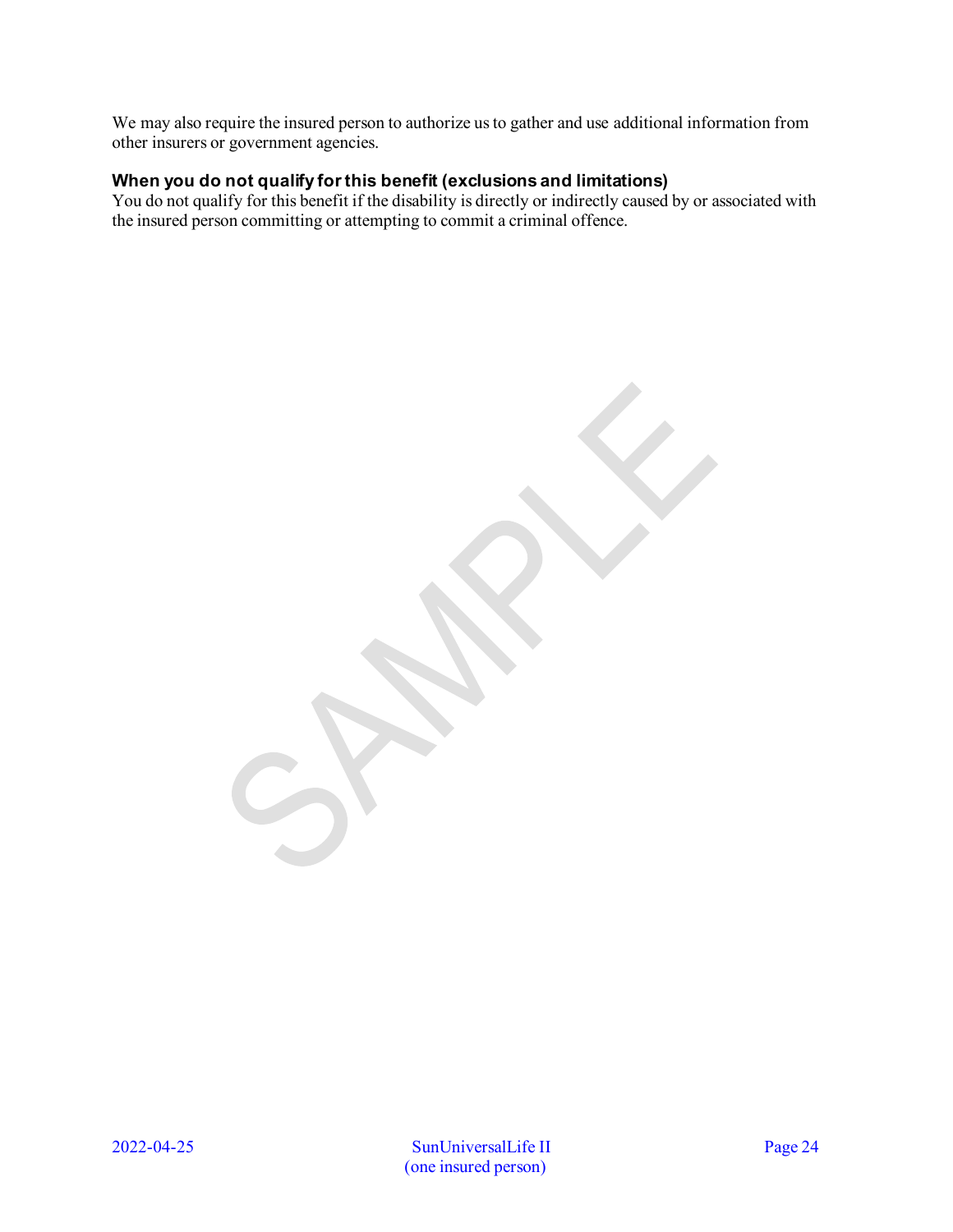We may also require the insured person to authorize us to gather and use additional information from other insurers or government agencies.

### When you do not qualify for this benefit (exclusions and limitations)

You do not qualify for this benefit if the disability is directly or indirectly caused by or associated with the insured person committing or attempting to commit a criminal offence.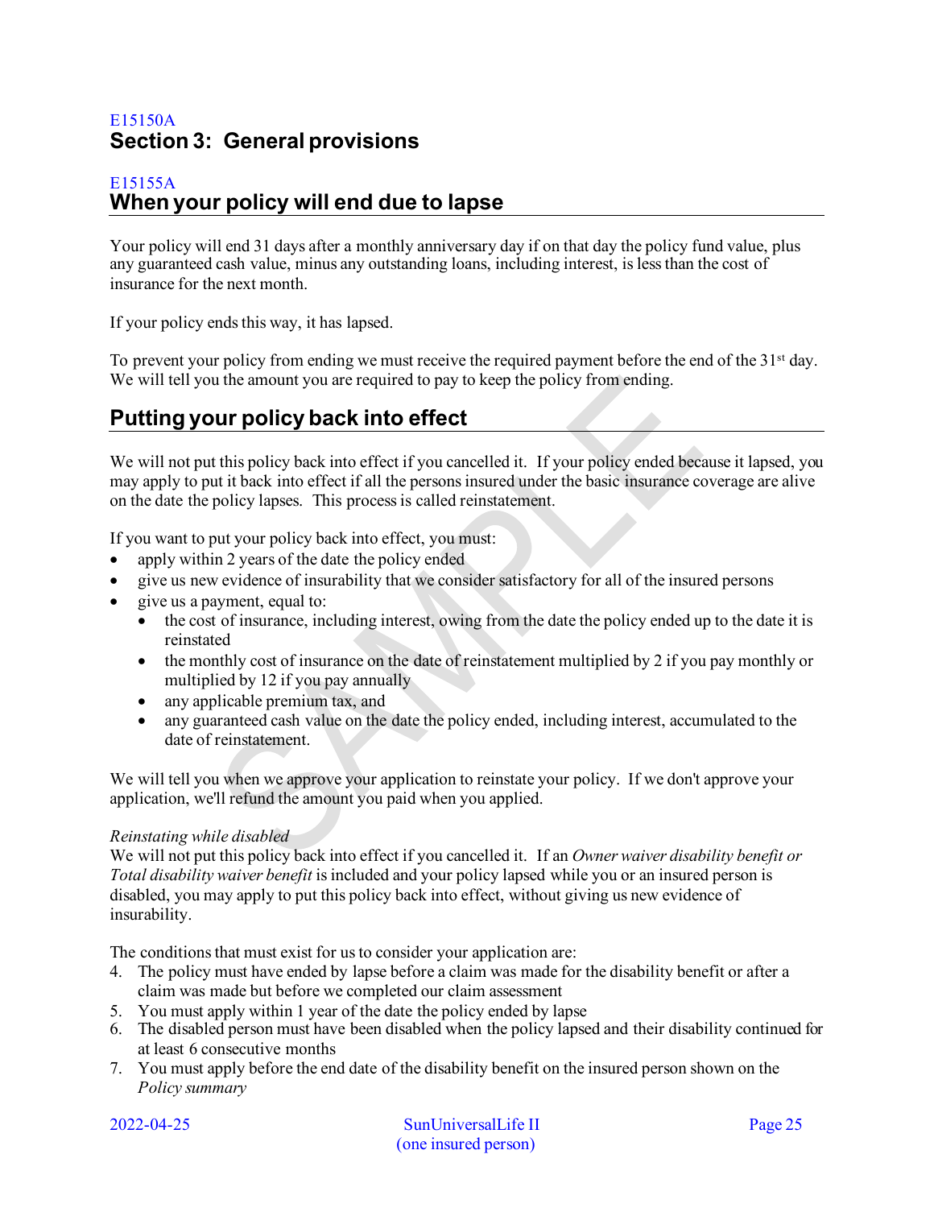E15150A

# Section 3: General provisions

E15155A

## When your policy will end due to lapse

Your policy will end 31 days after a monthly anniversary day if on that day the policy fund value, plus any guaranteed cash value, minus any outstanding loans, including interest, is less than the cost of insurance for the next month.

If your policy ends this way, it has lapsed.

To prevent your policy from ending we must receive the required payment before the end of the 31st day. We will tell you the amount you are required to pay to keep the policy from ending.

## Putting your policy back into effect

We will not put this policy back into effect if you cancelled it. If your policy ended because it lapsed, you may apply to put it back into effect if all the persons insured under the basic insurance coverage are alive on the date the policy lapses. This process is called reinstatement.

If you want to put your policy back into effect, you must:

- apply within 2 years of the date the policy ended
- give us new evidence of insurability that we consider satisfactory for all of the insured persons
- give us a payment, equal to:
  - the cost of insurance, including interest, owing from the date the policy ended up to the date it is reinstated
  - the monthly cost of insurance on the date of reinstatement multiplied by 2 if you pay monthly or multiplied by 12 if you pay annually
  - any applicable premium tax, and
  - any guaranteed cash value on the date the policy ended, including interest, accumulated to the date of reinstatement.

We will tell you when we approve your application to reinstate your policy. If we don't approve your application, we'll refund the amount you paid when you applied.

*Reinstating while disabled*

We will not put this policy back into effect if you cancelled it. If an *Owner waiver disability benefit or Total disability waiver benefit* is included and your policy lapsed while you or an insured person is disabled, you may apply to put this policy back into effect, without giving us new evidence of insurability.

The conditions that must exist for us to consider your application are:

4. The policy must have ended by lapse before a claim was made for the disability benefit or after a claim was made but before we completed our claim assessment
5. You must apply within 1 year of the date the policy ended by lapse
6. The disabled person must have been disabled when the policy lapsed and their disability continued for at least 6 consecutive months
7. You must apply before the end date of the disability benefit on the insured person shown on the *Policy summary*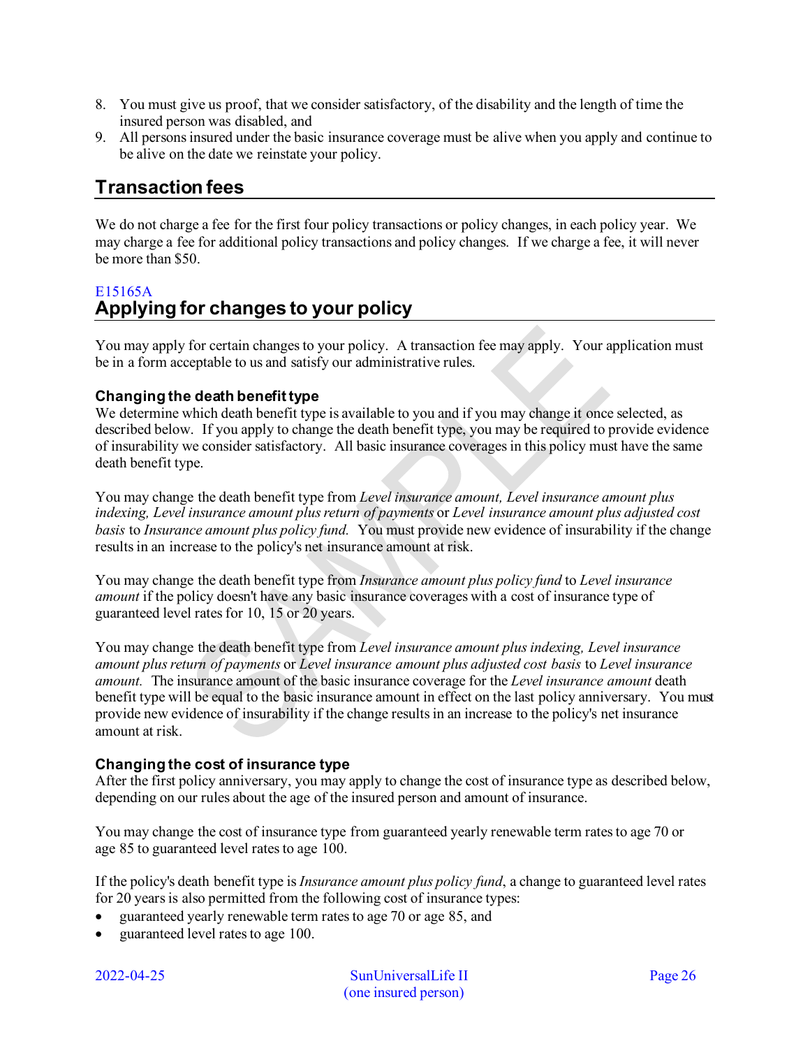8. You must give us proof, that we consider satisfactory, of the disability and the length of time the insured person was disabled, and
9. All persons insured under the basic insurance coverage must be alive when you apply and continue to be alive on the date we reinstate your policy.

## Transaction fees

We do not charge a fee for the first four policy transactions or policy changes, in each policy year. We may charge a fee for additional policy transactions and policy changes. If we charge a fee, it will never be more than $50.

E15165A

## Applying for changes to your policy

You may apply for certain changes to your policy. A transaction fee may apply. Your application must be in a form acceptable to us and satisfy our administrative rules.

### Changing the death benefit type

We determine which death benefit type is available to you and if you may change it once selected, as described below. If you apply to change the death benefit type, you may be required to provide evidence of insurability we consider satisfactory. All basic insurance coverages in this policy must have the same death benefit type.

You may change the death benefit type from *Level insurance amount, Level insurance amount plus indexing, Level insurance amount plus return of payments* or *Level insurance amount plus adjusted cost basis* to *Insurance amount plus policy fund.* You must provide new evidence of insurability if the change results in an increase to the policy's net insurance amount at risk.

You may change the death benefit type from *Insurance amount plus policy fund* to *Level insurance amount* if the policy doesn't have any basic insurance coverages with a cost of insurance type of guaranteed level rates for 10, 15 or 20 years.

You may change the death benefit type from *Level insurance amount plus indexing, Level insurance amount plus return of payments* or *Level insurance amount plus adjusted cost basis* to *Level insurance amount.* The insurance amount of the basic insurance coverage for the *Level insurance amount* death benefit type will be equal to the basic insurance amount in effect on the last policy anniversary. You must provide new evidence of insurability if the change results in an increase to the policy's net insurance amount at risk.

### Changing the cost of insurance type

After the first policy anniversary, you may apply to change the cost of insurance type as described below, depending on our rules about the age of the insured person and amount of insurance.

You may change the cost of insurance type from guaranteed yearly renewable term rates to age 70 or age 85 to guaranteed level rates to age 100.

If the policy's death benefit type is *Insurance amount plus policy fund*, a change to guaranteed level rates for 20 years is also permitted from the following cost of insurance types:

- guaranteed yearly renewable term rates to age 70 or age 85, and
- guaranteed level rates to age 100.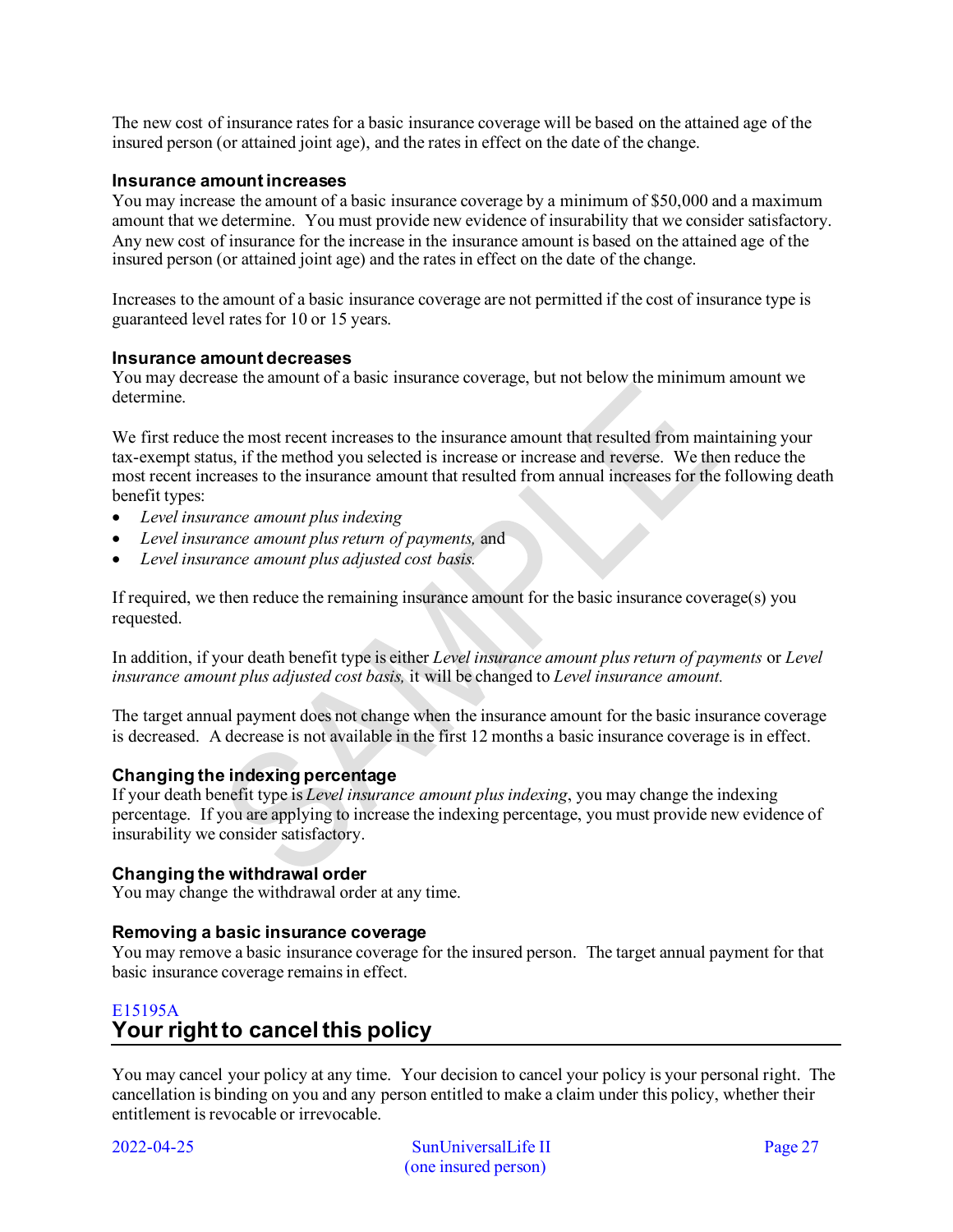The new cost of insurance rates for a basic insurance coverage will be based on the attained age of the insured person (or attained joint age), and the rates in effect on the date of the change.

### Insurance amount increases

You may increase the amount of a basic insurance coverage by a minimum of $50,000 and a maximum amount that we determine. You must provide new evidence of insurability that we consider satisfactory. Any new cost of insurance for the increase in the insurance amount is based on the attained age of the insured person (or attained joint age) and the rates in effect on the date of the change.

Increases to the amount of a basic insurance coverage are not permitted if the cost of insurance type is guaranteed level rates for 10 or 15 years.

### Insurance amount decreases

You may decrease the amount of a basic insurance coverage, but not below the minimum amount we determine.

We first reduce the most recent increases to the insurance amount that resulted from maintaining your tax-exempt status, if the method you selected is increase or increase and reverse. We then reduce the most recent increases to the insurance amount that resulted from annual increases for the following death benefit types:

- *Level insurance amount plus indexing*
- *Level insurance amount plus return of payments,* and
- *Level insurance amount plus adjusted cost basis.*

If required, we then reduce the remaining insurance amount for the basic insurance coverage(s) you requested.

In addition, if your death benefit type is either *Level insurance amount plus return of payments* or *Level insurance amount plus adjusted cost basis,* it will be changed to *Level insurance amount.*

The target annual payment does not change when the insurance amount for the basic insurance coverage is decreased. A decrease is not available in the first 12 months a basic insurance coverage is in effect.

### Changing the indexing percentage

If your death benefit type is *Level insurance amount plus indexing*, you may change the indexing percentage. If you are applying to increase the indexing percentage, you must provide new evidence of insurability we consider satisfactory.

### Changing the withdrawal order

You may change the withdrawal order at any time.

### Removing a basic insurance coverage

You may remove a basic insurance coverage for the insured person. The target annual payment for that basic insurance coverage remains in effect.

E15195A

## Your right to cancel this policy

You may cancel your policy at any time. Your decision to cancel your policy is your personal right. The cancellation is binding on you and any person entitled to make a claim under this policy, whether their entitlement is revocable or irrevocable.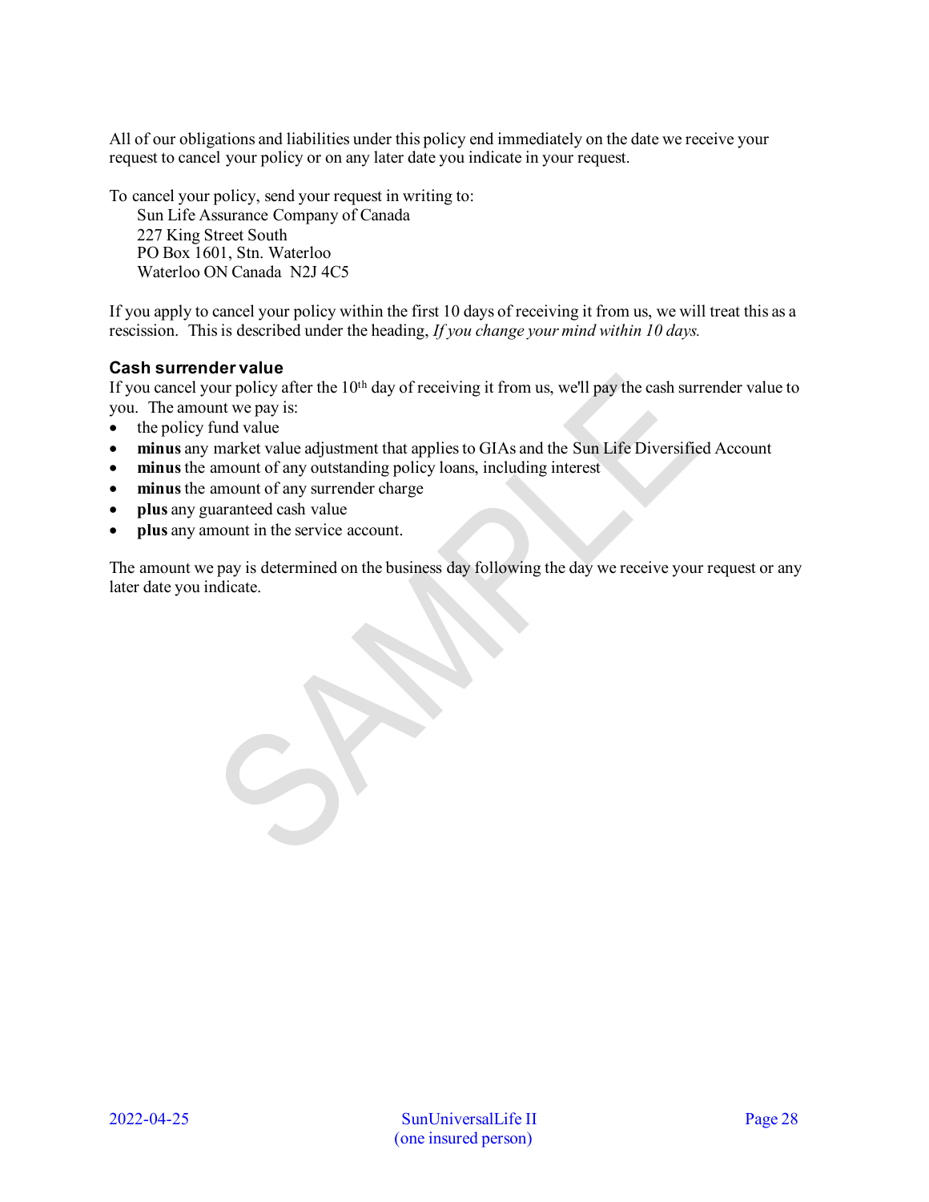All of our obligations and liabilities under this policy end immediately on the date we receive your request to cancel your policy or on any later date you indicate in your request.

To cancel your policy, send your request in writing to:

Sun Life Assurance Company of Canada
227 King Street South
PO Box 1601, Stn. Waterloo
Waterloo ON Canada N2J 4C5

If you apply to cancel your policy within the first 10 days of receiving it from us, we will treat this as a rescission. This is described under the heading, *If you change your mind within 10 days.*

### Cash surrender value

If you cancel your policy after the 10th day of receiving it from us, we'll pay the cash surrender value to you. The amount we pay is:

- the policy fund value
- **minus** any market value adjustment that applies to GIAs and the Sun Life Diversified Account
- **minus** the amount of any outstanding policy loans, including interest
- **minus** the amount of any surrender charge
- **plus** any guaranteed cash value
- **plus** any amount in the service account.

The amount we pay is determined on the business day following the day we receive your request or any later date you indicate.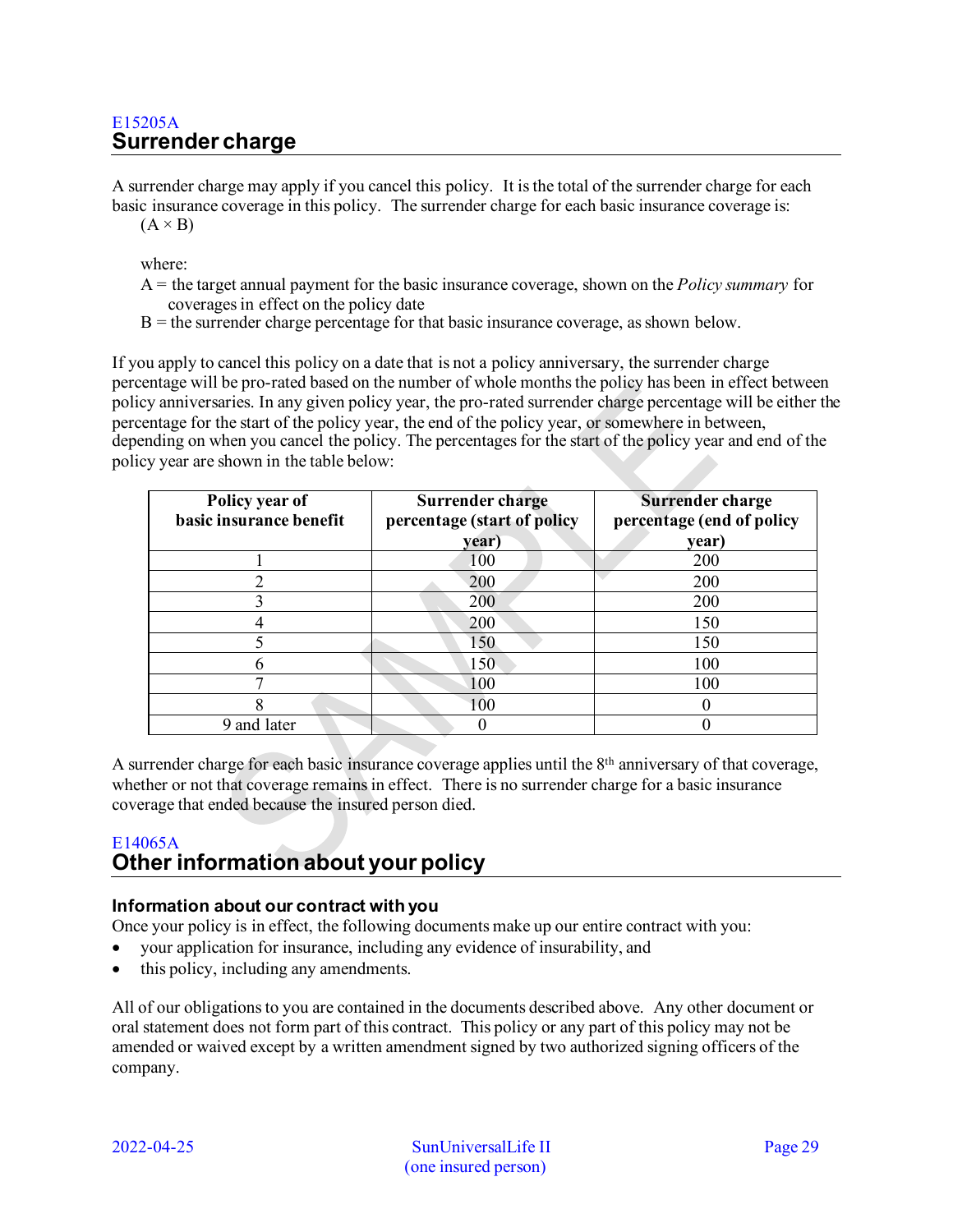E15205A

## Surrender charge

A surrender charge may apply if you cancel this policy. It is the total of the surrender charge for each basic insurance coverage in this policy. The surrender charge for each basic insurance coverage is:

$(A \times B)$

where:

A = the target annual payment for the basic insurance coverage, shown on the *Policy summary* for coverages in effect on the policy date

B = the surrender charge percentage for that basic insurance coverage, as shown below.

If you apply to cancel this policy on a date that is not a policy anniversary, the surrender charge percentage will be pro-rated based on the number of whole months the policy has been in effect between policy anniversaries. In any given policy year, the pro-rated surrender charge percentage will be either the percentage for the start of the policy year, the end of the policy year, or somewhere in between, depending on when you cancel the policy. The percentages for the start of the policy year and end of the policy year are shown in the table below:

| Policy year of basic insurance benefit | Surrender charge percentage (start of policy year) | Surrender charge percentage (end of policy year) |
|---|---|---|
| 1 | 100 | 200 |
| 2 | 200 | 200 |
| 3 | 200 | 200 |
| 4 | 200 | 150 |
| 5 | 150 | 150 |
| 6 | 150 | 100 |
| 7 | 100 | 100 |
| 8 | 100 | 0 |
| 9 and later | 0 | 0 |

A surrender charge for each basic insurance coverage applies until the 8th anniversary of that coverage, whether or not that coverage remains in effect. There is no surrender charge for a basic insurance coverage that ended because the insured person died.

E14065A

## Other information about your policy

### Information about our contract with you

Once your policy is in effect, the following documents make up our entire contract with you:

- your application for insurance, including any evidence of insurability, and
- this policy, including any amendments.

All of our obligations to you are contained in the documents described above. Any other document or oral statement does not form part of this contract. This policy or any part of this policy may not be amended or waived except by a written amendment signed by two authorized signing officers of the company.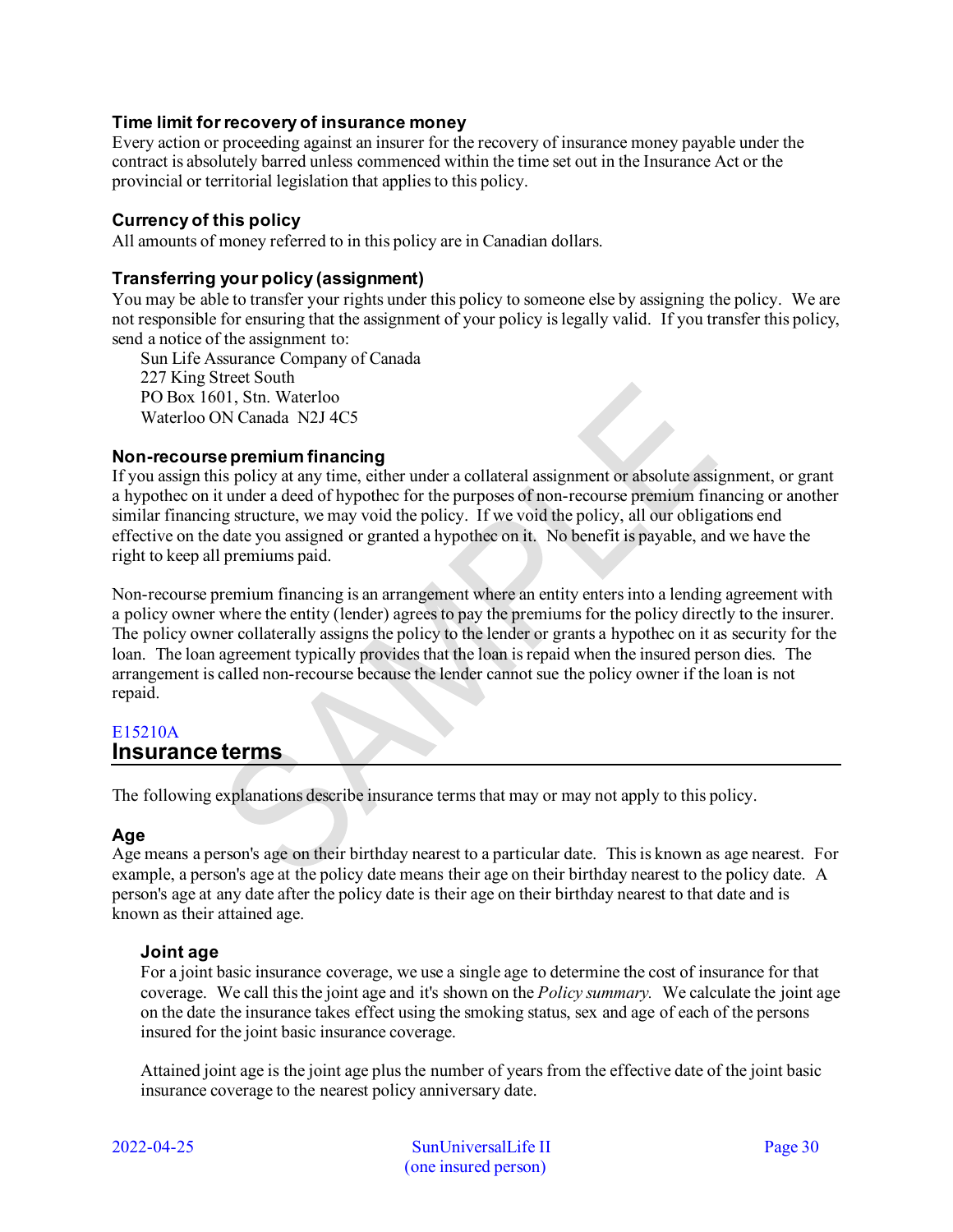### Time limit for recovery of insurance money

Every action or proceeding against an insurer for the recovery of insurance money payable under the contract is absolutely barred unless commenced within the time set out in the Insurance Act or the provincial or territorial legislation that applies to this policy.

### Currency of this policy

All amounts of money referred to in this policy are in Canadian dollars.

### Transferring your policy (assignment)

You may be able to transfer your rights under this policy to someone else by assigning the policy. We are not responsible for ensuring that the assignment of your policy is legally valid. If you transfer this policy, send a notice of the assignment to:

Sun Life Assurance Company of Canada
227 King Street South
PO Box 1601, Stn. Waterloo
Waterloo ON Canada N2J 4C5

### Non-recourse premium financing

If you assign this policy at any time, either under a collateral assignment or absolute assignment, or grant a hypothec on it under a deed of hypothec for the purposes of non-recourse premium financing or another similar financing structure, we may void the policy. If we void the policy, all our obligations end effective on the date you assigned or granted a hypothec on it. No benefit is payable, and we have the right to keep all premiums paid.

Non-recourse premium financing is an arrangement where an entity enters into a lending agreement with a policy owner where the entity (lender) agrees to pay the premiums for the policy directly to the insurer. The policy owner collaterally assigns the policy to the lender or grants a hypothec on it as security for the loan. The loan agreement typically provides that the loan is repaid when the insured person dies. The arrangement is called non-recourse because the lender cannot sue the policy owner if the loan is not repaid.

E15210A

## Insurance terms

The following explanations describe insurance terms that may or may not apply to this policy.

### Age

Age means a person's age on their birthday nearest to a particular date. This is known as age nearest. For example, a person's age at the policy date means their age on their birthday nearest to the policy date. A person's age at any date after the policy date is their age on their birthday nearest to that date and is known as their attained age.

#### Joint age

For a joint basic insurance coverage, we use a single age to determine the cost of insurance for that coverage. We call this the joint age and it's shown on the *Policy summary.* We calculate the joint age on the date the insurance takes effect using the smoking status, sex and age of each of the persons insured for the joint basic insurance coverage.

Attained joint age is the joint age plus the number of years from the effective date of the joint basic insurance coverage to the nearest policy anniversary date.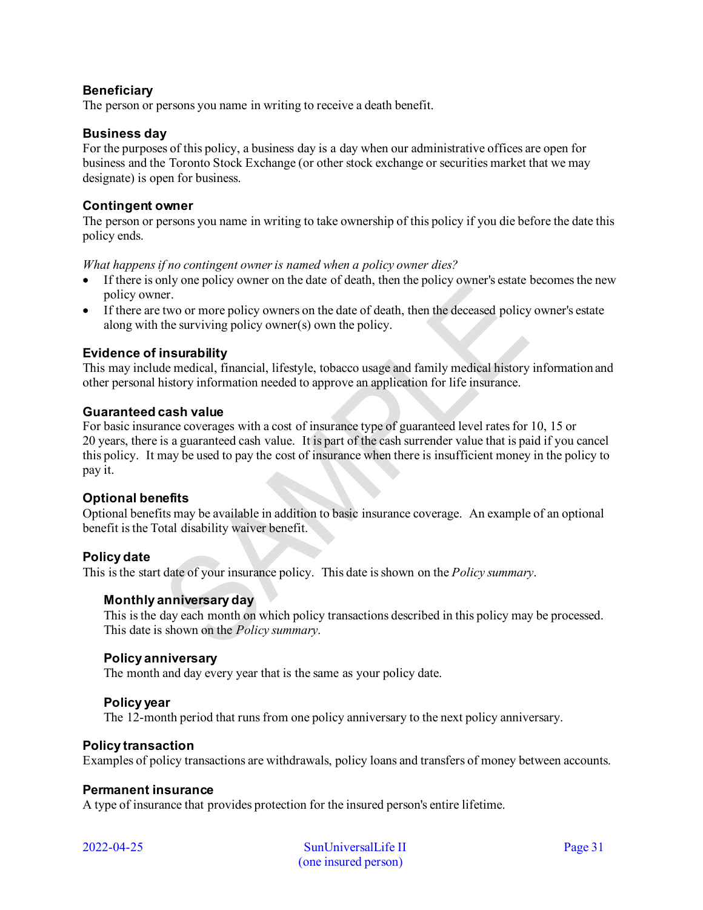### Beneficiary

The person or persons you name in writing to receive a death benefit.

### Business day

For the purposes of this policy, a business day is a day when our administrative offices are open for business and the Toronto Stock Exchange (or other stock exchange or securities market that we may designate) is open for business.

### Contingent owner

The person or persons you name in writing to take ownership of this policy if you die before the date this policy ends.

*What happens if no contingent owner is named when a policy owner dies?*

- If there is only one policy owner on the date of death, then the policy owner's estate becomes the new policy owner.
- If there are two or more policy owners on the date of death, then the deceased policy owner's estate along with the surviving policy owner(s) own the policy.

### Evidence of insurability

This may include medical, financial, lifestyle, tobacco usage and family medical history information and other personal history information needed to approve an application for life insurance.

### Guaranteed cash value

For basic insurance coverages with a cost of insurance type of guaranteed level rates for 10, 15 or 20 years, there is a guaranteed cash value. It is part of the cash surrender value that is paid if you cancel this policy. It may be used to pay the cost of insurance when there is insufficient money in the policy to pay it.

### Optional benefits

Optional benefits may be available in addition to basic insurance coverage. An example of an optional benefit is the Total disability waiver benefit.

### Policy date

This is the start date of your insurance policy. This date is shown on the *Policy summary*.

#### Monthly anniversary day

This is the day each month on which policy transactions described in this policy may be processed. This date is shown on the *Policy summary*.

#### Policy anniversary

The month and day every year that is the same as your policy date.

#### Policy year

The 12-month period that runs from one policy anniversary to the next policy anniversary.

### Policy transaction

Examples of policy transactions are withdrawals, policy loans and transfers of money between accounts.

### Permanent insurance

A type of insurance that provides protection for the insured person's entire lifetime.